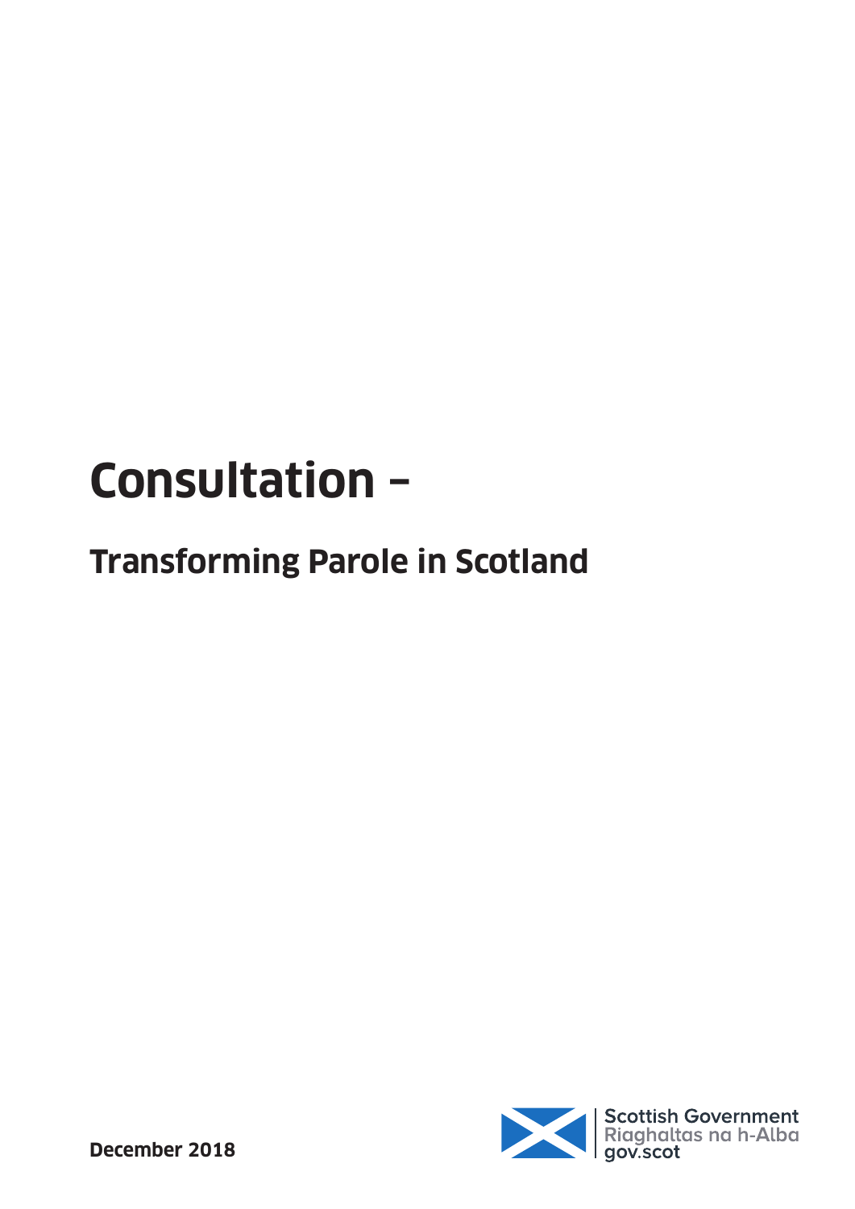# Consultation –

## Transforming Parole in Scotland

**December 2018**

Scottish Government
Riaghaltas na h-Alba
gov.scot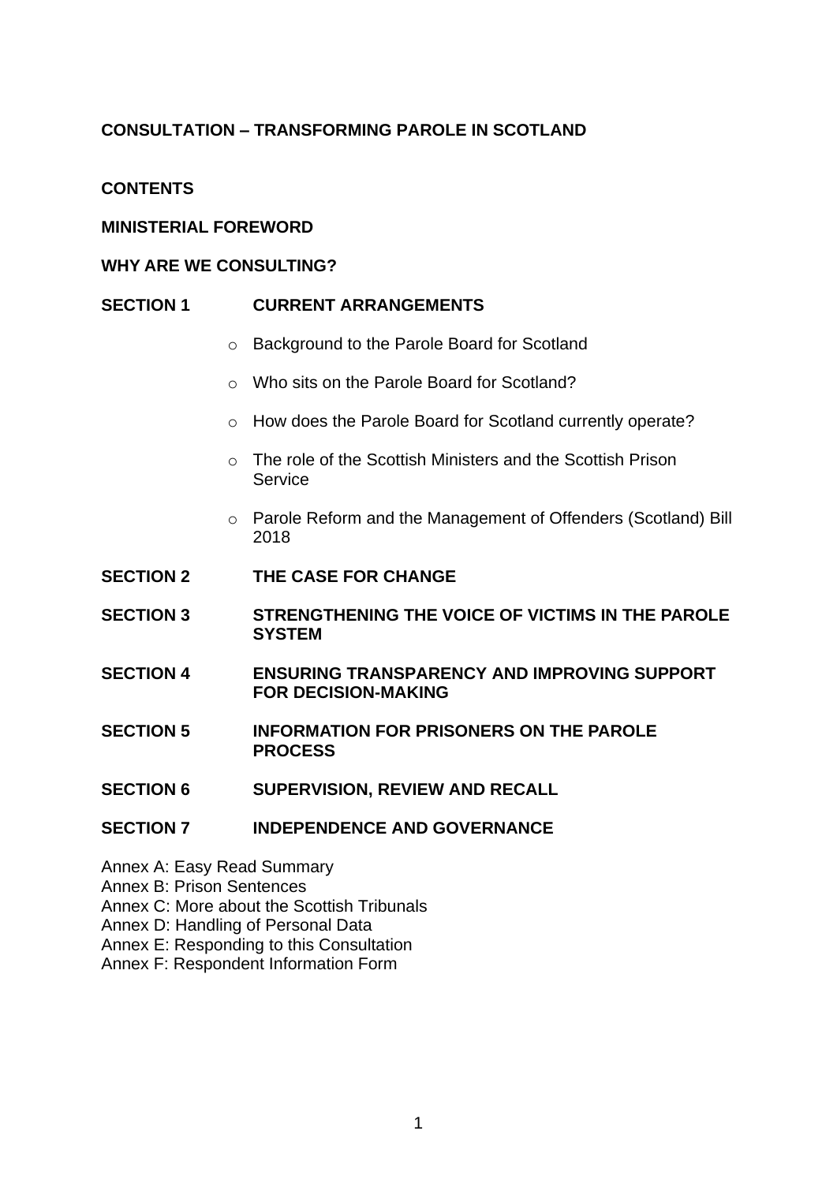# CONSULTATION – TRANSFORMING PAROLE IN SCOTLAND

## CONTENTS

**MINISTERIAL FOREWORD**

**WHY ARE WE CONSULTING?**

**SECTION 1 CURRENT ARRANGEMENTS**

- Background to the Parole Board for Scotland
- Who sits on the Parole Board for Scotland?
- How does the Parole Board for Scotland currently operate?
- The role of the Scottish Ministers and the Scottish Prison Service
- Parole Reform and the Management of Offenders (Scotland) Bill 2018

**SECTION 2 THE CASE FOR CHANGE**

**SECTION 3 STRENGTHENING THE VOICE OF VICTIMS IN THE PAROLE SYSTEM**

**SECTION 4 ENSURING TRANSPARENCY AND IMPROVING SUPPORT FOR DECISION-MAKING**

**SECTION 5 INFORMATION FOR PRISONERS ON THE PAROLE PROCESS**

**SECTION 6 SUPERVISION, REVIEW AND RECALL**

**SECTION 7 INDEPENDENCE AND GOVERNANCE**

Annex A: Easy Read Summary
Annex B: Prison Sentences
Annex C: More about the Scottish Tribunals
Annex D: Handling of Personal Data
Annex E: Responding to this Consultation
Annex F: Respondent Information Form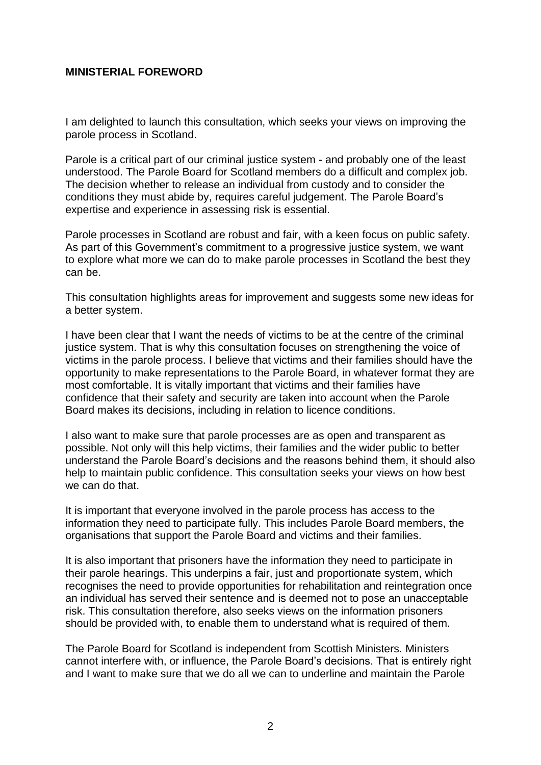**MINISTERIAL FOREWORD**

I am delighted to launch this consultation, which seeks your views on improving the parole process in Scotland.

Parole is a critical part of our criminal justice system - and probably one of the least understood. The Parole Board for Scotland members do a difficult and complex job. The decision whether to release an individual from custody and to consider the conditions they must abide by, requires careful judgement. The Parole Board's expertise and experience in assessing risk is essential.

Parole processes in Scotland are robust and fair, with a keen focus on public safety. As part of this Government's commitment to a progressive justice system, we want to explore what more we can do to make parole processes in Scotland the best they can be.

This consultation highlights areas for improvement and suggests some new ideas for a better system.

I have been clear that I want the needs of victims to be at the centre of the criminal justice system. That is why this consultation focuses on strengthening the voice of victims in the parole process. I believe that victims and their families should have the opportunity to make representations to the Parole Board, in whatever format they are most comfortable. It is vitally important that victims and their families have confidence that their safety and security are taken into account when the Parole Board makes its decisions, including in relation to licence conditions.

I also want to make sure that parole processes are as open and transparent as possible. Not only will this help victims, their families and the wider public to better understand the Parole Board's decisions and the reasons behind them, it should also help to maintain public confidence. This consultation seeks your views on how best we can do that.

It is important that everyone involved in the parole process has access to the information they need to participate fully. This includes Parole Board members, the organisations that support the Parole Board and victims and their families.

It is also important that prisoners have the information they need to participate in their parole hearings. This underpins a fair, just and proportionate system, which recognises the need to provide opportunities for rehabilitation and reintegration once an individual has served their sentence and is deemed not to pose an unacceptable risk. This consultation therefore, also seeks views on the information prisoners should be provided with, to enable them to understand what is required of them.

The Parole Board for Scotland is independent from Scottish Ministers. Ministers cannot interfere with, or influence, the Parole Board's decisions. That is entirely right and I want to make sure that we do all we can to underline and maintain the Parole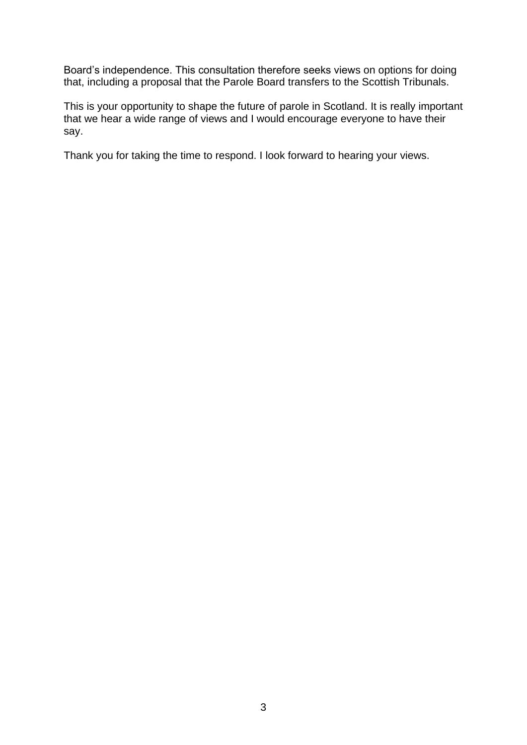Board’s independence. This consultation therefore seeks views on options for doing that, including a proposal that the Parole Board transfers to the Scottish Tribunals.

This is your opportunity to shape the future of parole in Scotland. It is really important that we hear a wide range of views and I would encourage everyone to have their say.

Thank you for taking the time to respond. I look forward to hearing your views.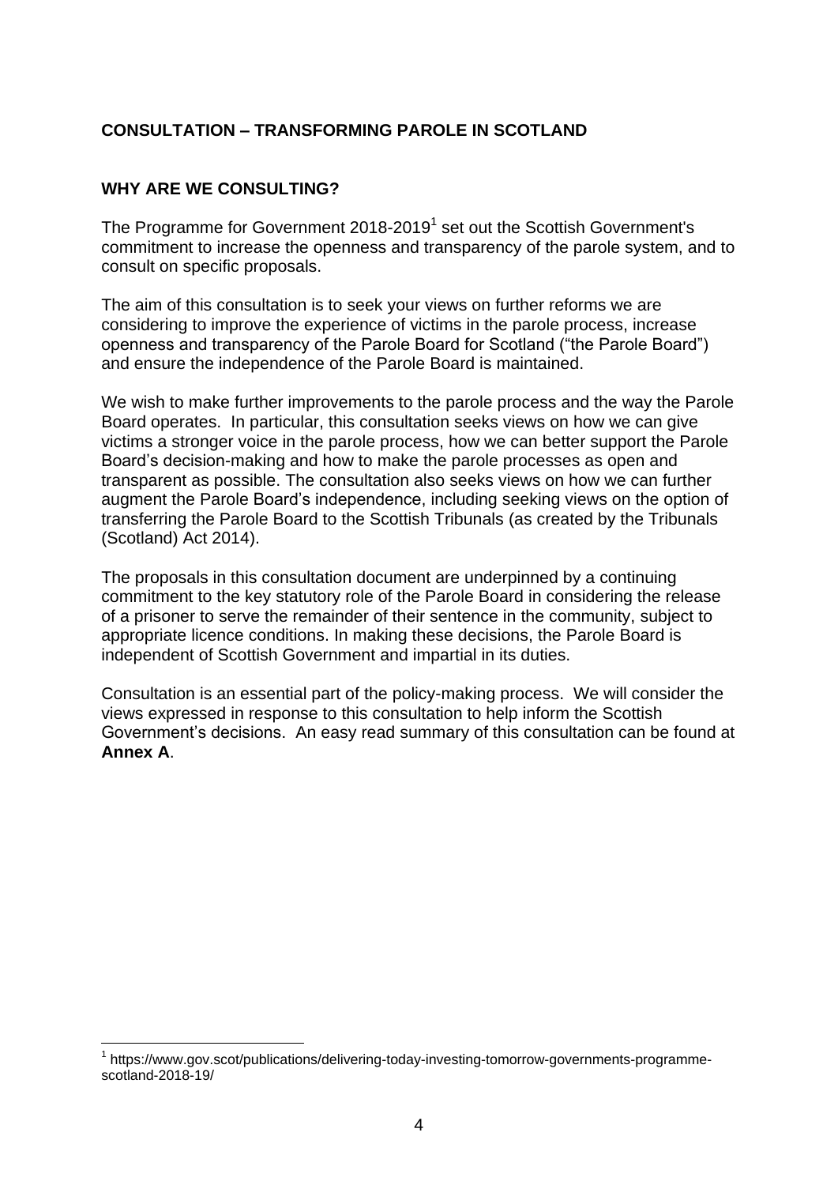## CONSULTATION – TRANSFORMING PAROLE IN SCOTLAND

### WHY ARE WE CONSULTING?

The Programme for Government 2018-2019[1] set out the Scottish Government's commitment to increase the openness and transparency of the parole system, and to consult on specific proposals.

The aim of this consultation is to seek your views on further reforms we are considering to improve the experience of victims in the parole process, increase openness and transparency of the Parole Board for Scotland ("the Parole Board") and ensure the independence of the Parole Board is maintained.

We wish to make further improvements to the parole process and the way the Parole Board operates. In particular, this consultation seeks views on how we can give victims a stronger voice in the parole process, how we can better support the Parole Board's decision-making and how to make the parole processes as open and transparent as possible. The consultation also seeks views on how we can further augment the Parole Board's independence, including seeking views on the option of transferring the Parole Board to the Scottish Tribunals (as created by the Tribunals (Scotland) Act 2014).

The proposals in this consultation document are underpinned by a continuing commitment to the key statutory role of the Parole Board in considering the release of a prisoner to serve the remainder of their sentence in the community, subject to appropriate licence conditions. In making these decisions, the Parole Board is independent of Scottish Government and impartial in its duties.

Consultation is an essential part of the policy-making process. We will consider the views expressed in response to this consultation to help inform the Scottish Government's decisions. An easy read summary of this consultation can be found at **Annex A**.

[1] https://www.gov.scot/publications/delivering-today-investing-tomorrow-governments-programme-scotland-2018-19/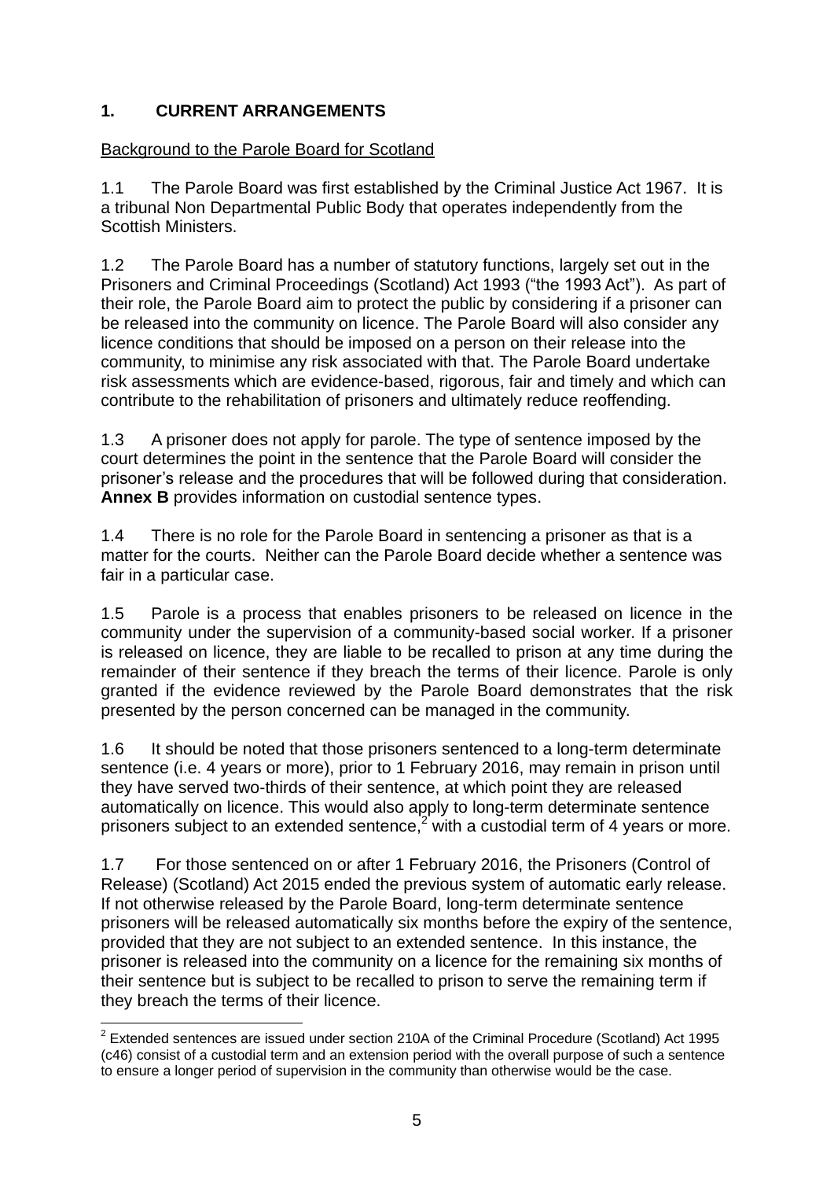## 1. CURRENT ARRANGEMENTS

Background to the Parole Board for Scotland

1.1 The Parole Board was first established by the Criminal Justice Act 1967. It is a tribunal Non Departmental Public Body that operates independently from the Scottish Ministers.

1.2 The Parole Board has a number of statutory functions, largely set out in the Prisoners and Criminal Proceedings (Scotland) Act 1993 ("the 1993 Act"). As part of their role, the Parole Board aim to protect the public by considering if a prisoner can be released into the community on licence. The Parole Board will also consider any licence conditions that should be imposed on a person on their release into the community, to minimise any risk associated with that. The Parole Board undertake risk assessments which are evidence-based, rigorous, fair and timely and which can contribute to the rehabilitation of prisoners and ultimately reduce reoffending.

1.3 A prisoner does not apply for parole. The type of sentence imposed by the court determines the point in the sentence that the Parole Board will consider the prisoner's release and the procedures that will be followed during that consideration. **Annex B** provides information on custodial sentence types.

1.4 There is no role for the Parole Board in sentencing a prisoner as that is a matter for the courts. Neither can the Parole Board decide whether a sentence was fair in a particular case.

1.5 Parole is a process that enables prisoners to be released on licence in the community under the supervision of a community-based social worker. If a prisoner is released on licence, they are liable to be recalled to prison at any time during the remainder of their sentence if they breach the terms of their licence. Parole is only granted if the evidence reviewed by the Parole Board demonstrates that the risk presented by the person concerned can be managed in the community.

1.6 It should be noted that those prisoners sentenced to a long-term determinate sentence (i.e. 4 years or more), prior to 1 February 2016, may remain in prison until they have served two-thirds of their sentence, at which point they are released automatically on licence. This would also apply to long-term determinate sentence prisoners subject to an extended sentence,[2] with a custodial term of 4 years or more.

1.7 For those sentenced on or after 1 February 2016, the Prisoners (Control of Release) (Scotland) Act 2015 ended the previous system of automatic early release. If not otherwise released by the Parole Board, long-term determinate sentence prisoners will be released automatically six months before the expiry of the sentence, provided that they are not subject to an extended sentence. In this instance, the prisoner is released into the community on a licence for the remaining six months of their sentence but is subject to be recalled to prison to serve the remaining term if they breach the terms of their licence.

[2] Extended sentences are issued under section 210A of the Criminal Procedure (Scotland) Act 1995 (c46) consist of a custodial term and an extension period with the overall purpose of such a sentence to ensure a longer period of supervision in the community than otherwise would be the case.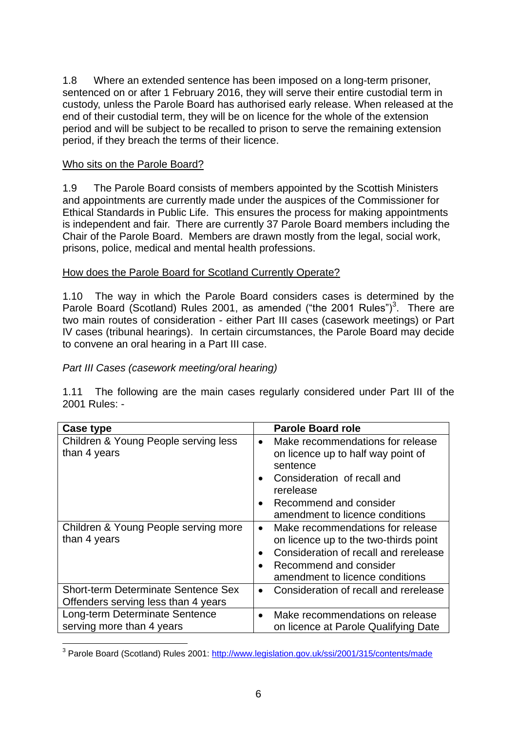1.8 Where an extended sentence has been imposed on a long-term prisoner, sentenced on or after 1 February 2016, they will serve their entire custodial term in custody, unless the Parole Board has authorised early release. When released at the end of their custodial term, they will be on licence for the whole of the extension period and will be subject to be recalled to prison to serve the remaining extension period, if they breach the terms of their licence.

## Who sits on the Parole Board?

1.9 The Parole Board consists of members appointed by the Scottish Ministers and appointments are currently made under the auspices of the Commissioner for Ethical Standards in Public Life. This ensures the process for making appointments is independent and fair. There are currently 37 Parole Board members including the Chair of the Parole Board. Members are drawn mostly from the legal, social work, prisons, police, medical and mental health professions.

## How does the Parole Board for Scotland Currently Operate?

1.10 The way in which the Parole Board considers cases is determined by the Parole Board (Scotland) Rules 2001, as amended ("the 2001 Rules")[3]. There are two main routes of consideration - either Part III cases (casework meetings) or Part IV cases (tribunal hearings). In certain circumstances, the Parole Board may decide to convene an oral hearing in a Part III case.

*Part III Cases (casework meeting/oral hearing)*

1.11 The following are the main cases regularly considered under Part III of the 2001 Rules: -

| Case type | Parole Board role |
|---|---|
| Children & Young People serving less than 4 years | • Make recommendations for release on licence up to half way point of sentence<br>• Consideration of recall and rerelease<br>• Recommend and consider amendment to licence conditions |
| Children & Young People serving more than 4 years | • Make recommendations for release on licence up to the two-thirds point<br>• Consideration of recall and rerelease<br>• Recommend and consider amendment to licence conditions |
| Short-term Determinate Sentence Sex Offenders serving less than 4 years | • Consideration of recall and rerelease |
| Long-term Determinate Sentence serving more than 4 years | • Make recommendations on release on licence at Parole Qualifying Date |

[3] Parole Board (Scotland) Rules 2001: http://www.legislation.gov.uk/ssi/2001/315/contents/made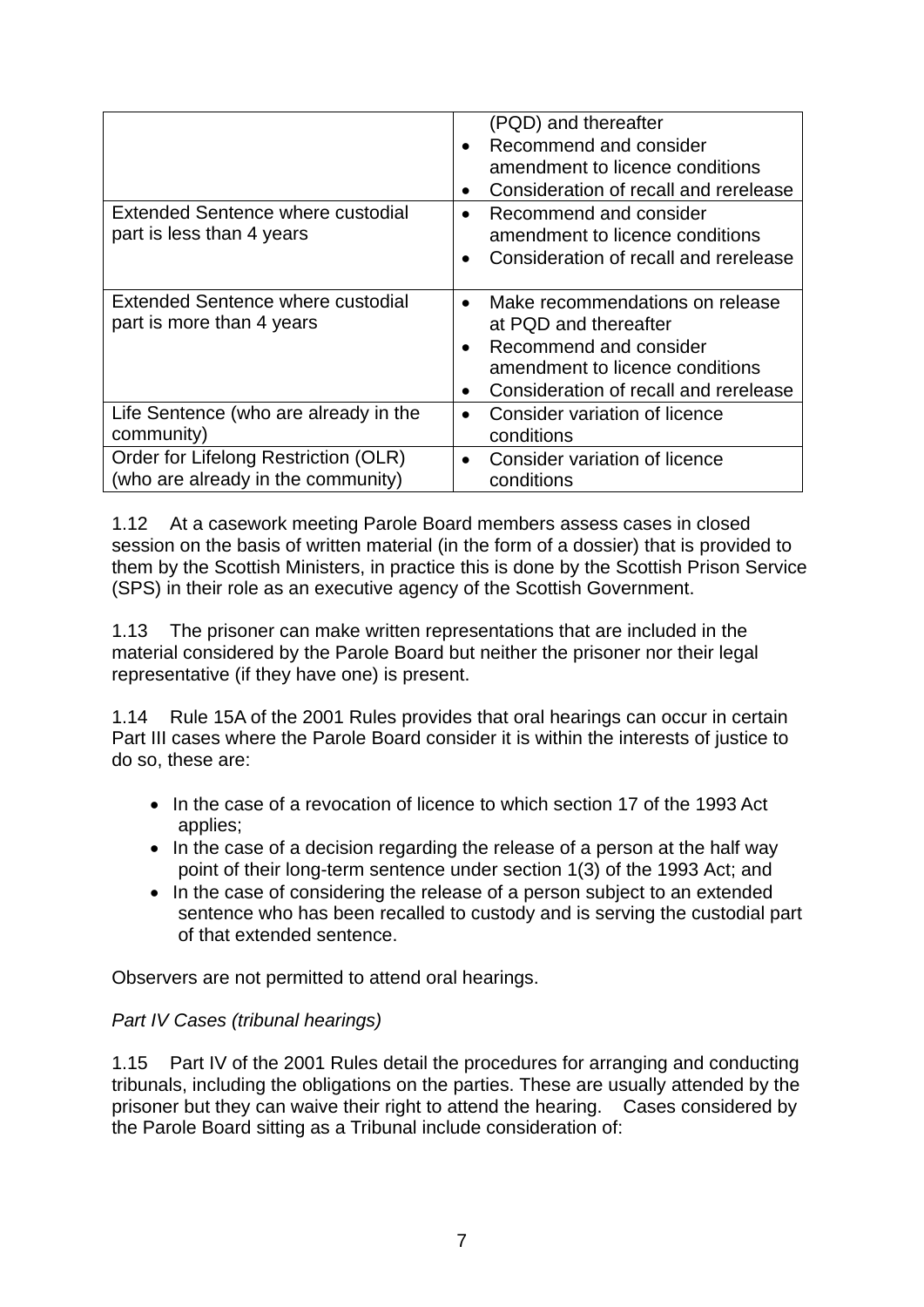| | |
|---|---|
| | (PQD) and thereafter<br>• Recommend and consider amendment to licence conditions<br>• Consideration of recall and rerelease |
| Extended Sentence where custodial part is less than 4 years | • Recommend and consider amendment to licence conditions<br>• Consideration of recall and rerelease |
| Extended Sentence where custodial part is more than 4 years | • Make recommendations on release at PQD and thereafter<br>• Recommend and consider amendment to licence conditions<br>• Consideration of recall and rerelease |
| Life Sentence (who are already in the community) | • Consider variation of licence conditions |
| Order for Lifelong Restriction (OLR) (who are already in the community) | • Consider variation of licence conditions |

1.12 At a casework meeting Parole Board members assess cases in closed session on the basis of written material (in the form of a dossier) that is provided to them by the Scottish Ministers, in practice this is done by the Scottish Prison Service (SPS) in their role as an executive agency of the Scottish Government.

1.13 The prisoner can make written representations that are included in the material considered by the Parole Board but neither the prisoner nor their legal representative (if they have one) is present.

1.14 Rule 15A of the 2001 Rules provides that oral hearings can occur in certain Part III cases where the Parole Board consider it is within the interests of justice to do so, these are:

- In the case of a revocation of licence to which section 17 of the 1993 Act applies;
- In the case of a decision regarding the release of a person at the half way point of their long-term sentence under section 1(3) of the 1993 Act; and
- In the case of considering the release of a person subject to an extended sentence who has been recalled to custody and is serving the custodial part of that extended sentence.

Observers are not permitted to attend oral hearings.

*Part IV Cases (tribunal hearings)*

1.15 Part IV of the 2001 Rules detail the procedures for arranging and conducting tribunals, including the obligations on the parties. These are usually attended by the prisoner but they can waive their right to attend the hearing. Cases considered by the Parole Board sitting as a Tribunal include consideration of: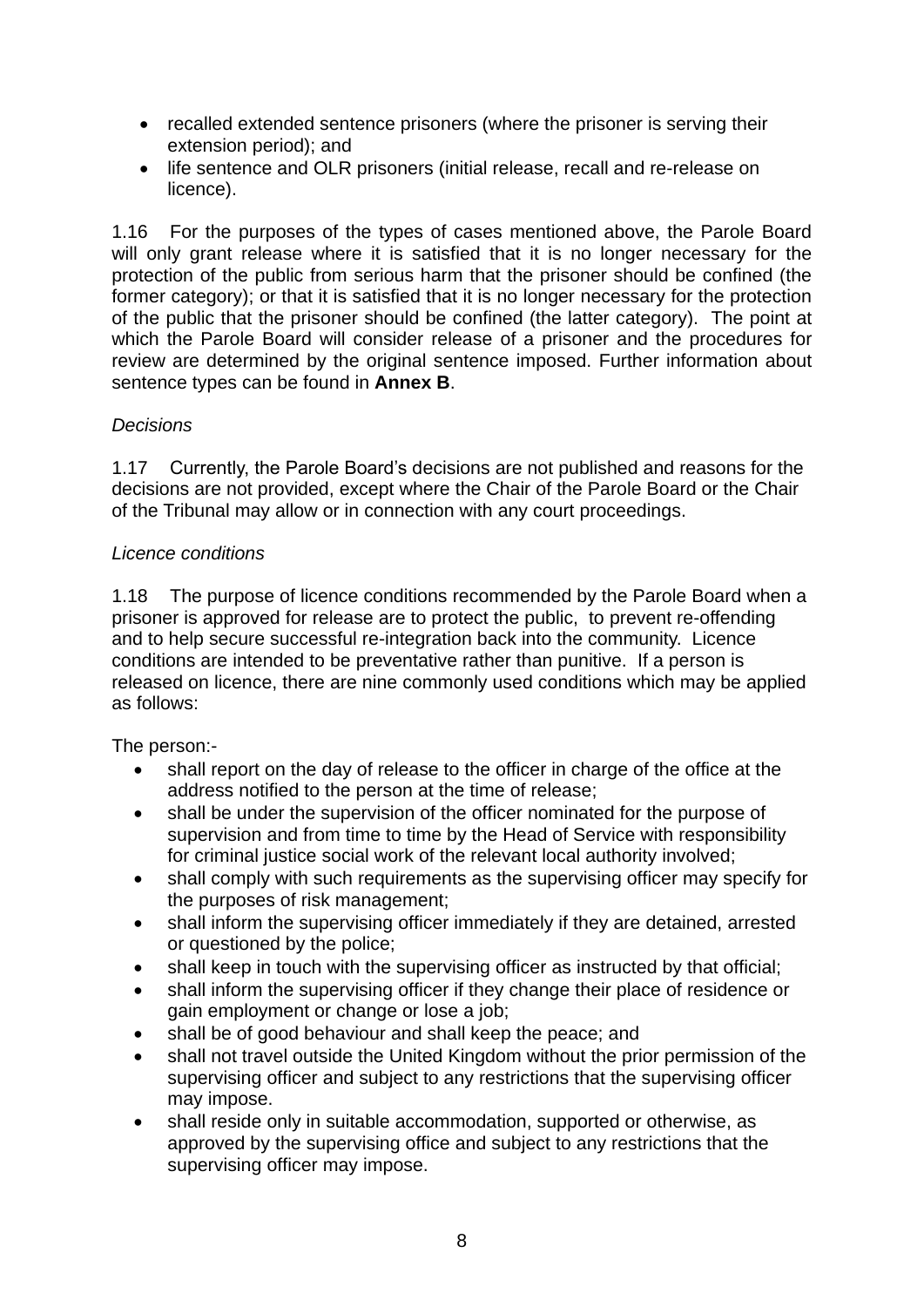- recalled extended sentence prisoners (where the prisoner is serving their extension period); and
- life sentence and OLR prisoners (initial release, recall and re-release on licence).

1.16 For the purposes of the types of cases mentioned above, the Parole Board will only grant release where it is satisfied that it is no longer necessary for the protection of the public from serious harm that the prisoner should be confined (the former category); or that it is satisfied that it is no longer necessary for the protection of the public that the prisoner should be confined (the latter category). The point at which the Parole Board will consider release of a prisoner and the procedures for review are determined by the original sentence imposed. Further information about sentence types can be found in **Annex B**.

*Decisions*

1.17 Currently, the Parole Board's decisions are not published and reasons for the decisions are not provided, except where the Chair of the Parole Board or the Chair of the Tribunal may allow or in connection with any court proceedings.

*Licence conditions*

1.18 The purpose of licence conditions recommended by the Parole Board when a prisoner is approved for release are to protect the public, to prevent re-offending and to help secure successful re-integration back into the community. Licence conditions are intended to be preventative rather than punitive. If a person is released on licence, there are nine commonly used conditions which may be applied as follows:

The person:-

- shall report on the day of release to the officer in charge of the office at the address notified to the person at the time of release;
- shall be under the supervision of the officer nominated for the purpose of supervision and from time to time by the Head of Service with responsibility for criminal justice social work of the relevant local authority involved;
- shall comply with such requirements as the supervising officer may specify for the purposes of risk management;
- shall inform the supervising officer immediately if they are detained, arrested or questioned by the police;
- shall keep in touch with the supervising officer as instructed by that official;
- shall inform the supervising officer if they change their place of residence or gain employment or change or lose a job;
- shall be of good behaviour and shall keep the peace; and
- shall not travel outside the United Kingdom without the prior permission of the supervising officer and subject to any restrictions that the supervising officer may impose.
- shall reside only in suitable accommodation, supported or otherwise, as approved by the supervising office and subject to any restrictions that the supervising officer may impose.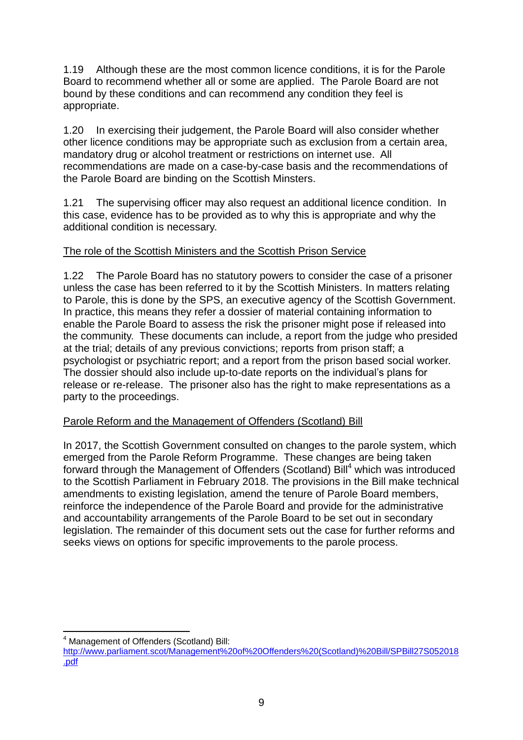1.19 Although these are the most common licence conditions, it is for the Parole Board to recommend whether all or some are applied. The Parole Board are not bound by these conditions and can recommend any condition they feel is appropriate.

1.20 In exercising their judgement, the Parole Board will also consider whether other licence conditions may be appropriate such as exclusion from a certain area, mandatory drug or alcohol treatment or restrictions on internet use. All recommendations are made on a case-by-case basis and the recommendations of the Parole Board are binding on the Scottish Minsters.

1.21 The supervising officer may also request an additional licence condition. In this case, evidence has to be provided as to why this is appropriate and why the additional condition is necessary.

## The role of the Scottish Ministers and the Scottish Prison Service

1.22 The Parole Board has no statutory powers to consider the case of a prisoner unless the case has been referred to it by the Scottish Ministers. In matters relating to Parole, this is done by the SPS, an executive agency of the Scottish Government. In practice, this means they refer a dossier of material containing information to enable the Parole Board to assess the risk the prisoner might pose if released into the community. These documents can include, a report from the judge who presided at the trial; details of any previous convictions; reports from prison staff; a psychologist or psychiatric report; and a report from the prison based social worker. The dossier should also include up-to-date reports on the individual's plans for release or re-release. The prisoner also has the right to make representations as a party to the proceedings.

## Parole Reform and the Management of Offenders (Scotland) Bill

In 2017, the Scottish Government consulted on changes to the parole system, which emerged from the Parole Reform Programme. These changes are being taken forward through the Management of Offenders (Scotland) Bill[4] which was introduced to the Scottish Parliament in February 2018. The provisions in the Bill make technical amendments to existing legislation, amend the tenure of Parole Board members, reinforce the independence of the Parole Board and provide for the administrative and accountability arrangements of the Parole Board to be set out in secondary legislation. The remainder of this document sets out the case for further reforms and seeks views on options for specific improvements to the parole process.

---

[4] Management of Offenders (Scotland) Bill: http://www.parliament.scot/Management%20of%20Offenders%20(Scotland)%20Bill/SPBill27S052018.pdf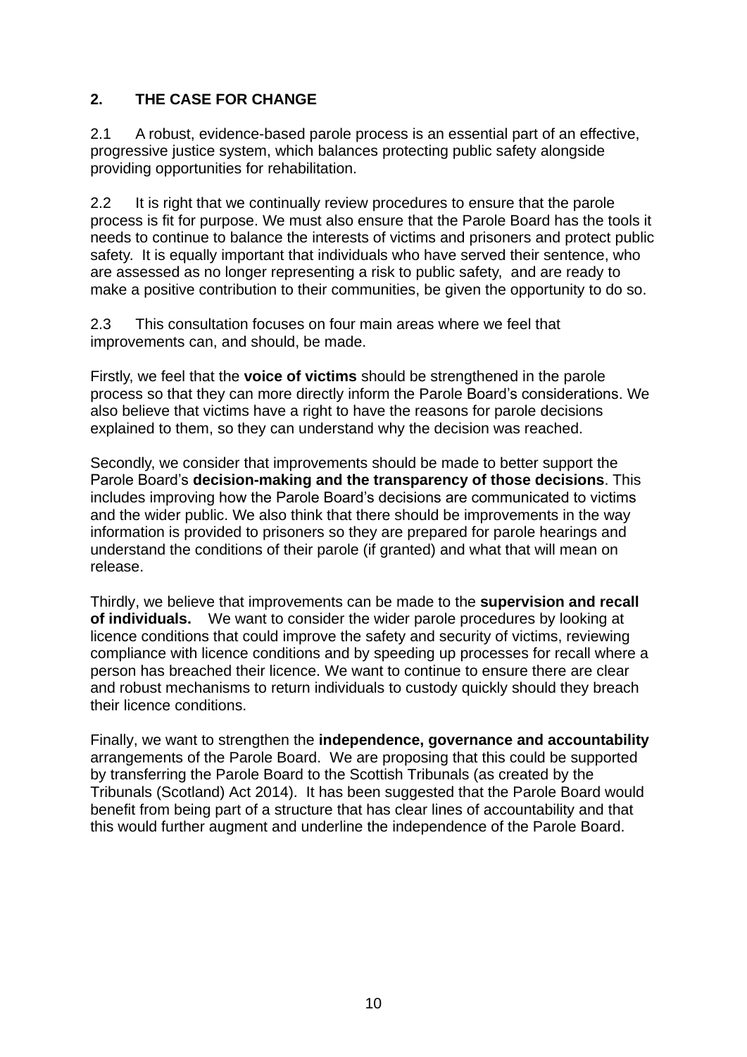## 2. THE CASE FOR CHANGE

2.1 A robust, evidence-based parole process is an essential part of an effective, progressive justice system, which balances protecting public safety alongside providing opportunities for rehabilitation.

2.2 It is right that we continually review procedures to ensure that the parole process is fit for purpose. We must also ensure that the Parole Board has the tools it needs to continue to balance the interests of victims and prisoners and protect public safety. It is equally important that individuals who have served their sentence, who are assessed as no longer representing a risk to public safety, and are ready to make a positive contribution to their communities, be given the opportunity to do so.

2.3 This consultation focuses on four main areas where we feel that improvements can, and should, be made.

Firstly, we feel that the **voice of victims** should be strengthened in the parole process so that they can more directly inform the Parole Board's considerations. We also believe that victims have a right to have the reasons for parole decisions explained to them, so they can understand why the decision was reached.

Secondly, we consider that improvements should be made to better support the Parole Board's **decision-making and the transparency of those decisions**. This includes improving how the Parole Board's decisions are communicated to victims and the wider public. We also think that there should be improvements in the way information is provided to prisoners so they are prepared for parole hearings and understand the conditions of their parole (if granted) and what that will mean on release.

Thirdly, we believe that improvements can be made to the **supervision and recall of individuals.** We want to consider the wider parole procedures by looking at licence conditions that could improve the safety and security of victims, reviewing compliance with licence conditions and by speeding up processes for recall where a person has breached their licence. We want to continue to ensure there are clear and robust mechanisms to return individuals to custody quickly should they breach their licence conditions.

Finally, we want to strengthen the **independence, governance and accountability** arrangements of the Parole Board. We are proposing that this could be supported by transferring the Parole Board to the Scottish Tribunals (as created by the Tribunals (Scotland) Act 2014). It has been suggested that the Parole Board would benefit from being part of a structure that has clear lines of accountability and that this would further augment and underline the independence of the Parole Board.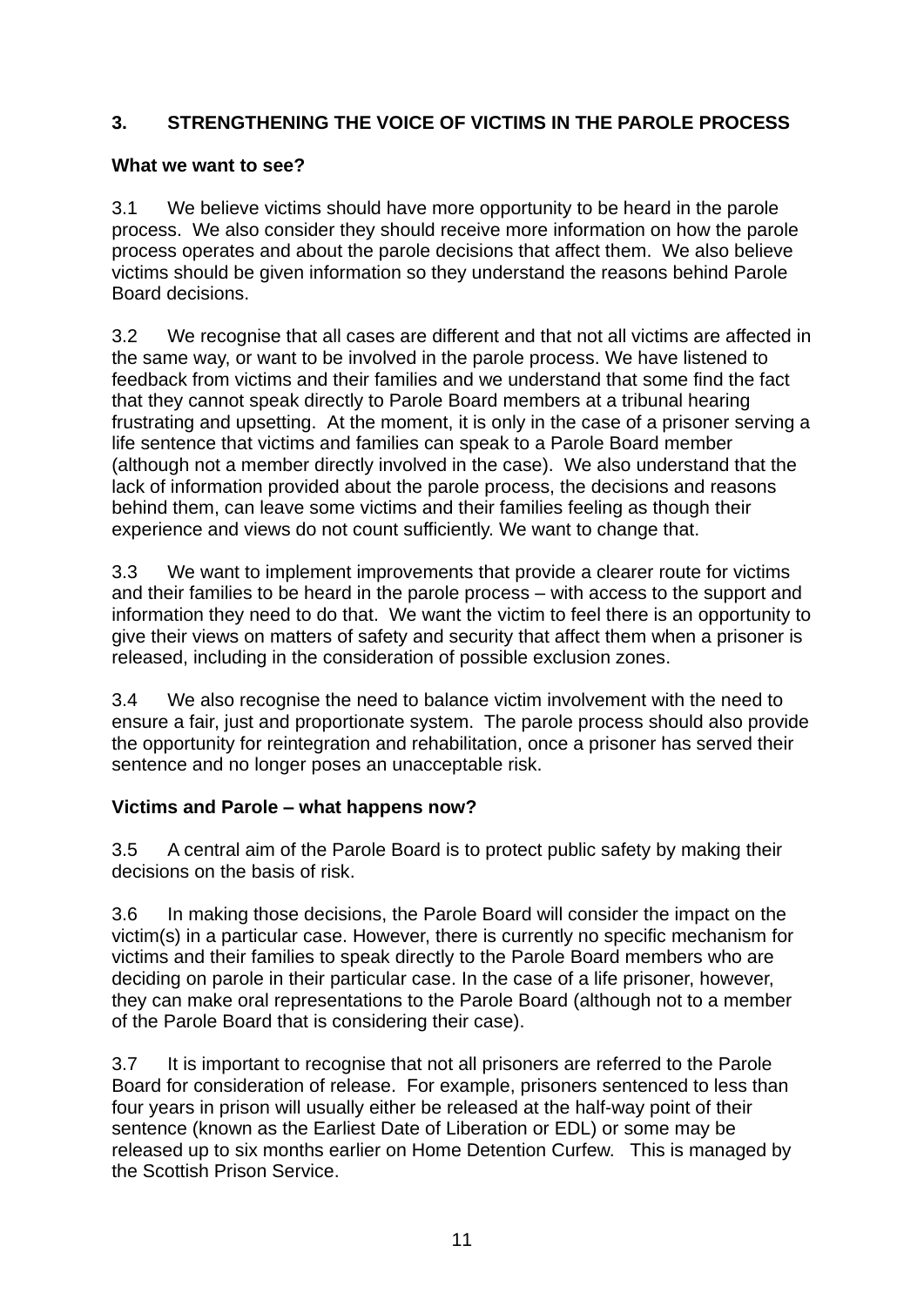## 3. STRENGTHENING THE VOICE OF VICTIMS IN THE PAROLE PROCESS

**What we want to see?**

3.1 We believe victims should have more opportunity to be heard in the parole process. We also consider they should receive more information on how the parole process operates and about the parole decisions that affect them. We also believe victims should be given information so they understand the reasons behind Parole Board decisions.

3.2 We recognise that all cases are different and that not all victims are affected in the same way, or want to be involved in the parole process. We have listened to feedback from victims and their families and we understand that some find the fact that they cannot speak directly to Parole Board members at a tribunal hearing frustrating and upsetting. At the moment, it is only in the case of a prisoner serving a life sentence that victims and families can speak to a Parole Board member (although not a member directly involved in the case). We also understand that the lack of information provided about the parole process, the decisions and reasons behind them, can leave some victims and their families feeling as though their experience and views do not count sufficiently. We want to change that.

3.3 We want to implement improvements that provide a clearer route for victims and their families to be heard in the parole process – with access to the support and information they need to do that. We want the victim to feel there is an opportunity to give their views on matters of safety and security that affect them when a prisoner is released, including in the consideration of possible exclusion zones.

3.4 We also recognise the need to balance victim involvement with the need to ensure a fair, just and proportionate system. The parole process should also provide the opportunity for reintegration and rehabilitation, once a prisoner has served their sentence and no longer poses an unacceptable risk.

**Victims and Parole – what happens now?**

3.5 A central aim of the Parole Board is to protect public safety by making their decisions on the basis of risk.

3.6 In making those decisions, the Parole Board will consider the impact on the victim(s) in a particular case. However, there is currently no specific mechanism for victims and their families to speak directly to the Parole Board members who are deciding on parole in their particular case. In the case of a life prisoner, however, they can make oral representations to the Parole Board (although not to a member of the Parole Board that is considering their case).

3.7 It is important to recognise that not all prisoners are referred to the Parole Board for consideration of release. For example, prisoners sentenced to less than four years in prison will usually either be released at the half-way point of their sentence (known as the Earliest Date of Liberation or EDL) or some may be released up to six months earlier on Home Detention Curfew. This is managed by the Scottish Prison Service.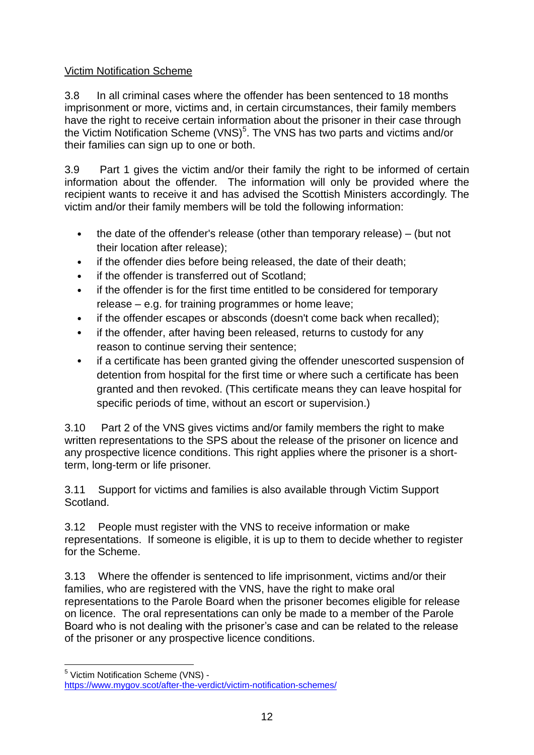Victim Notification Scheme

3.8 In all criminal cases where the offender has been sentenced to 18 months imprisonment or more, victims and, in certain circumstances, their family members have the right to receive certain information about the prisoner in their case through the Victim Notification Scheme (VNS)[5]. The VNS has two parts and victims and/or their families can sign up to one or both.

3.9 Part 1 gives the victim and/or their family the right to be informed of certain information about the offender. The information will only be provided where the recipient wants to receive it and has advised the Scottish Ministers accordingly. The victim and/or their family members will be told the following information:

- the date of the offender's release (other than temporary release) – (but not their location after release);
- if the offender dies before being released, the date of their death;
- if the offender is transferred out of Scotland;
- if the offender is for the first time entitled to be considered for temporary release – e.g. for training programmes or home leave;
- if the offender escapes or absconds (doesn't come back when recalled);
- if the offender, after having been released, returns to custody for any reason to continue serving their sentence;
- if a certificate has been granted giving the offender unescorted suspension of detention from hospital for the first time or where such a certificate has been granted and then revoked. (This certificate means they can leave hospital for specific periods of time, without an escort or supervision.)

3.10 Part 2 of the VNS gives victims and/or family members the right to make written representations to the SPS about the release of the prisoner on licence and any prospective licence conditions. This right applies where the prisoner is a short-term, long-term or life prisoner.

3.11 Support for victims and families is also available through Victim Support Scotland.

3.12 People must register with the VNS to receive information or make representations. If someone is eligible, it is up to them to decide whether to register for the Scheme.

3.13 Where the offender is sentenced to life imprisonment, victims and/or their families, who are registered with the VNS, have the right to make oral representations to the Parole Board when the prisoner becomes eligible for release on licence. The oral representations can only be made to a member of the Parole Board who is not dealing with the prisoner's case and can be related to the release of the prisoner or any prospective licence conditions.

---

[5] Victim Notification Scheme (VNS) - https://www.mygov.scot/after-the-verdict/victim-notification-schemes/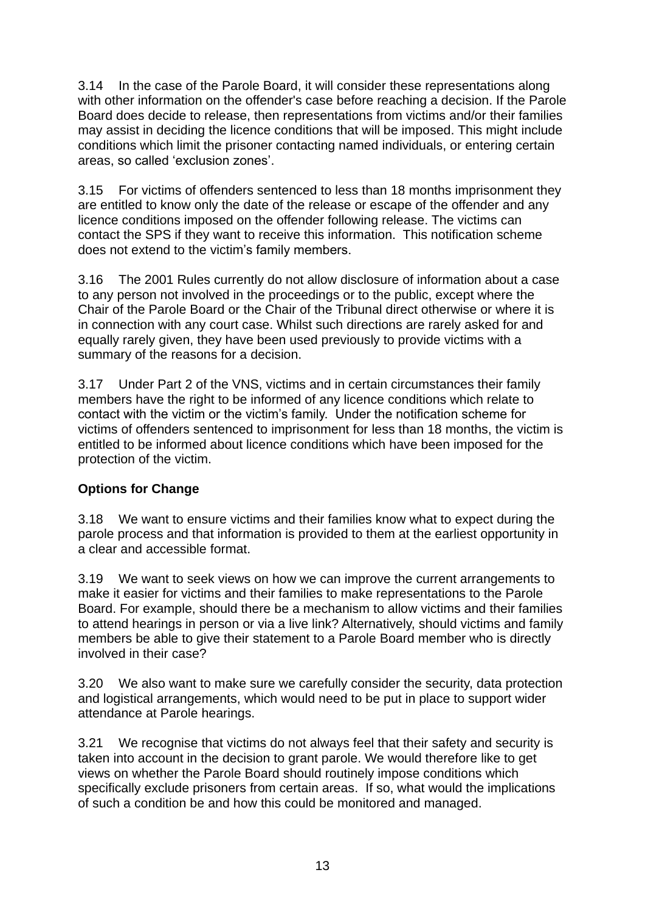3.14 In the case of the Parole Board, it will consider these representations along with other information on the offender's case before reaching a decision. If the Parole Board does decide to release, then representations from victims and/or their families may assist in deciding the licence conditions that will be imposed. This might include conditions which limit the prisoner contacting named individuals, or entering certain areas, so called 'exclusion zones'.

3.15 For victims of offenders sentenced to less than 18 months imprisonment they are entitled to know only the date of the release or escape of the offender and any licence conditions imposed on the offender following release. The victims can contact the SPS if they want to receive this information. This notification scheme does not extend to the victim's family members.

3.16 The 2001 Rules currently do not allow disclosure of information about a case to any person not involved in the proceedings or to the public, except where the Chair of the Parole Board or the Chair of the Tribunal direct otherwise or where it is in connection with any court case. Whilst such directions are rarely asked for and equally rarely given, they have been used previously to provide victims with a summary of the reasons for a decision.

3.17 Under Part 2 of the VNS, victims and in certain circumstances their family members have the right to be informed of any licence conditions which relate to contact with the victim or the victim's family. Under the notification scheme for victims of offenders sentenced to imprisonment for less than 18 months, the victim is entitled to be informed about licence conditions which have been imposed for the protection of the victim.

**Options for Change**

3.18 We want to ensure victims and their families know what to expect during the parole process and that information is provided to them at the earliest opportunity in a clear and accessible format.

3.19 We want to seek views on how we can improve the current arrangements to make it easier for victims and their families to make representations to the Parole Board. For example, should there be a mechanism to allow victims and their families to attend hearings in person or via a live link? Alternatively, should victims and family members be able to give their statement to a Parole Board member who is directly involved in their case?

3.20 We also want to make sure we carefully consider the security, data protection and logistical arrangements, which would need to be put in place to support wider attendance at Parole hearings.

3.21 We recognise that victims do not always feel that their safety and security is taken into account in the decision to grant parole. We would therefore like to get views on whether the Parole Board should routinely impose conditions which specifically exclude prisoners from certain areas. If so, what would the implications of such a condition be and how this could be monitored and managed.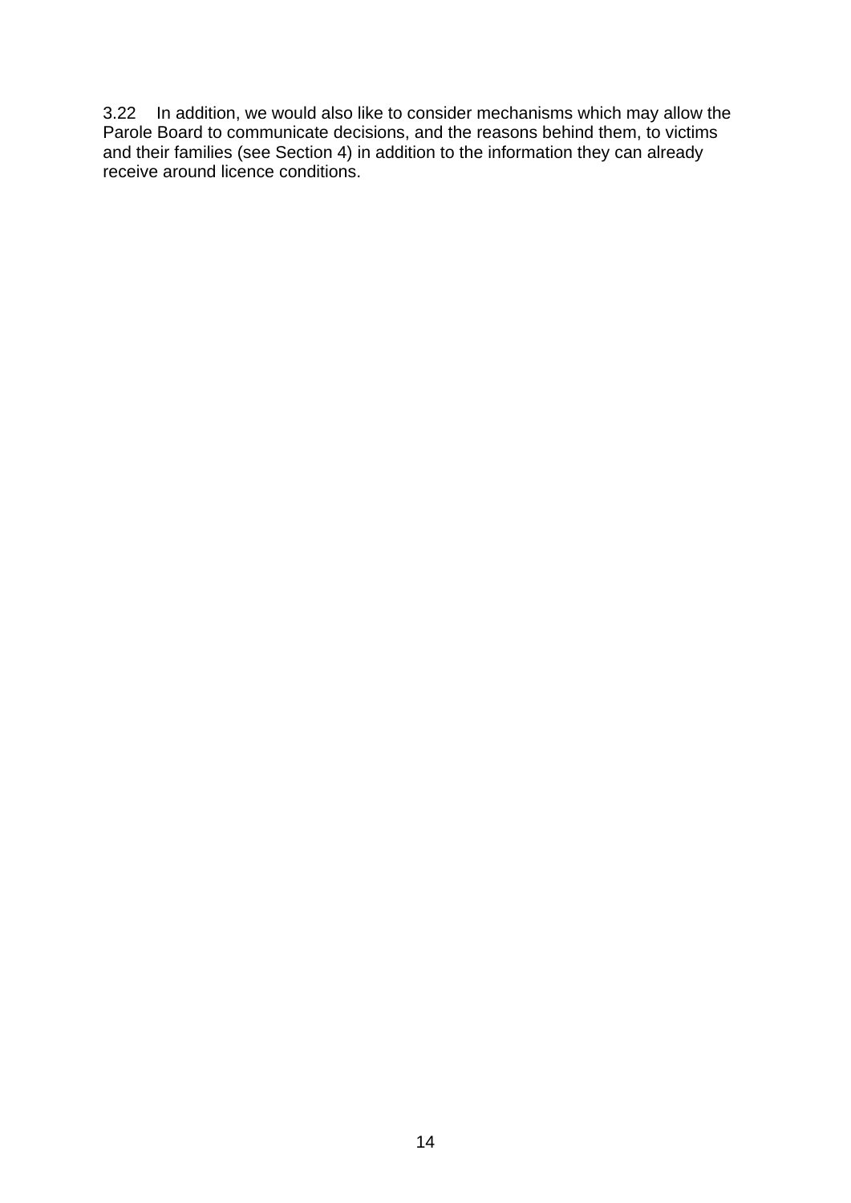3.22 In addition, we would also like to consider mechanisms which may allow the Parole Board to communicate decisions, and the reasons behind them, to victims and their families (see Section 4) in addition to the information they can already receive around licence conditions.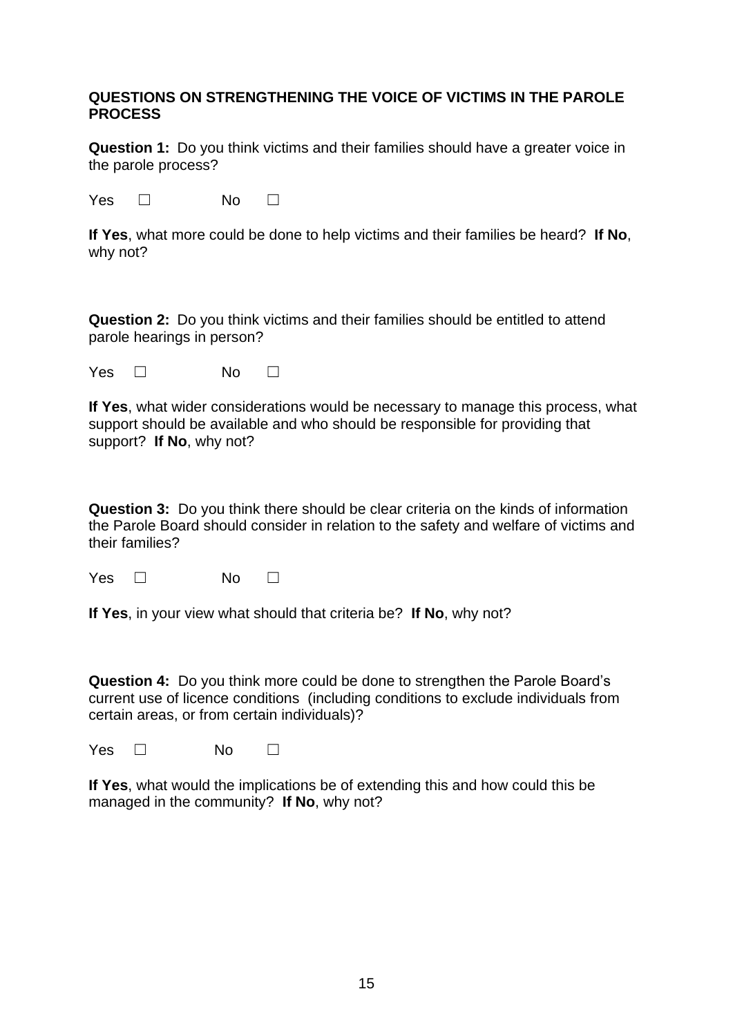**QUESTIONS ON STRENGTHENING THE VOICE OF VICTIMS IN THE PAROLE PROCESS**

**Question 1:** Do you think victims and their families should have a greater voice in the parole process?

Yes ☐ No ☐

**If Yes**, what more could be done to help victims and their families be heard? **If No**, why not?

**Question 2:** Do you think victims and their families should be entitled to attend parole hearings in person?

Yes ☐ No ☐

**If Yes**, what wider considerations would be necessary to manage this process, what support should be available and who should be responsible for providing that support? **If No**, why not?

**Question 3:** Do you think there should be clear criteria on the kinds of information the Parole Board should consider in relation to the safety and welfare of victims and their families?

Yes ☐ No ☐

**If Yes**, in your view what should that criteria be? **If No**, why not?

**Question 4:** Do you think more could be done to strengthen the Parole Board's current use of licence conditions (including conditions to exclude individuals from certain areas, or from certain individuals)?

Yes ☐ No ☐

**If Yes**, what would the implications be of extending this and how could this be managed in the community? **If No**, why not?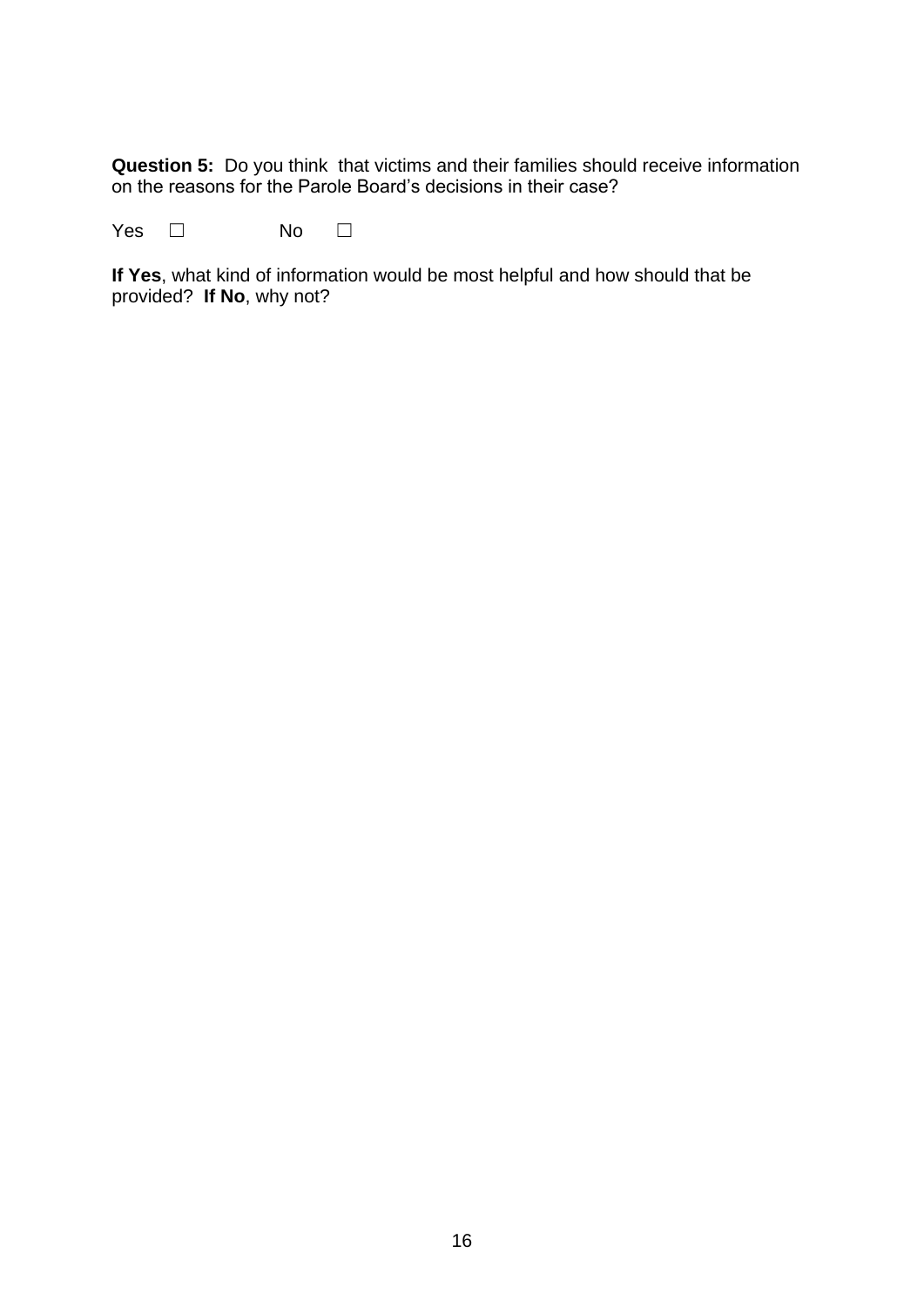**Question 5:** Do you think that victims and their families should receive information on the reasons for the Parole Board's decisions in their case?

Yes ☐ No ☐

**If Yes**, what kind of information would be most helpful and how should that be provided? **If No**, why not?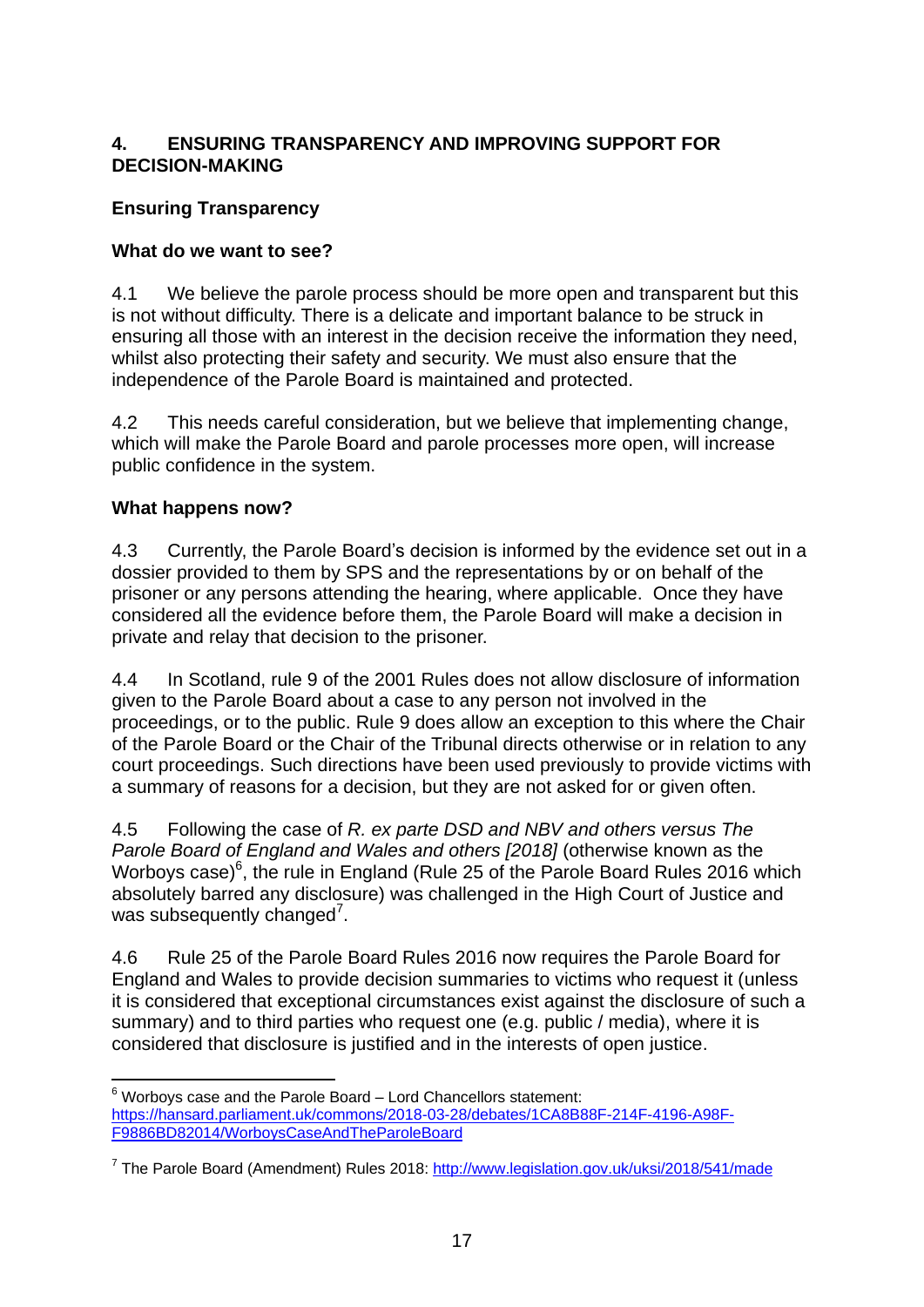## 4. ENSURING TRANSPARENCY AND IMPROVING SUPPORT FOR DECISION-MAKING

### Ensuring Transparency

#### What do we want to see?

4.1 We believe the parole process should be more open and transparent but this is not without difficulty. There is a delicate and important balance to be struck in ensuring all those with an interest in the decision receive the information they need, whilst also protecting their safety and security. We must also ensure that the independence of the Parole Board is maintained and protected.

4.2 This needs careful consideration, but we believe that implementing change, which will make the Parole Board and parole processes more open, will increase public confidence in the system.

#### What happens now?

4.3 Currently, the Parole Board's decision is informed by the evidence set out in a dossier provided to them by SPS and the representations by or on behalf of the prisoner or any persons attending the hearing, where applicable. Once they have considered all the evidence before them, the Parole Board will make a decision in private and relay that decision to the prisoner.

4.4 In Scotland, rule 9 of the 2001 Rules does not allow disclosure of information given to the Parole Board about a case to any person not involved in the proceedings, or to the public. Rule 9 does allow an exception to this where the Chair of the Parole Board or the Chair of the Tribunal directs otherwise or in relation to any court proceedings. Such directions have been used previously to provide victims with a summary of reasons for a decision, but they are not asked for or given often.

4.5 Following the case of *R. ex parte DSD and NBV and others versus The Parole Board of England and Wales and others [2018]* (otherwise known as the Worboys case)[6], the rule in England (Rule 25 of the Parole Board Rules 2016 which absolutely barred any disclosure) was challenged in the High Court of Justice and was subsequently changed[7].

4.6 Rule 25 of the Parole Board Rules 2016 now requires the Parole Board for England and Wales to provide decision summaries to victims who request it (unless it is considered that exceptional circumstances exist against the disclosure of such a summary) and to third parties who request one (e.g. public / media), where it is considered that disclosure is justified and in the interests of open justice.

---

[6] Worboys case and the Parole Board – Lord Chancellors statement: https://hansard.parliament.uk/commons/2018-03-28/debates/1CA8B88F-214F-4196-A98F-F9886BD82014/WorboysCaseAndTheParoleBoard

[7] The Parole Board (Amendment) Rules 2018: http://www.legislation.gov.uk/uksi/2018/541/made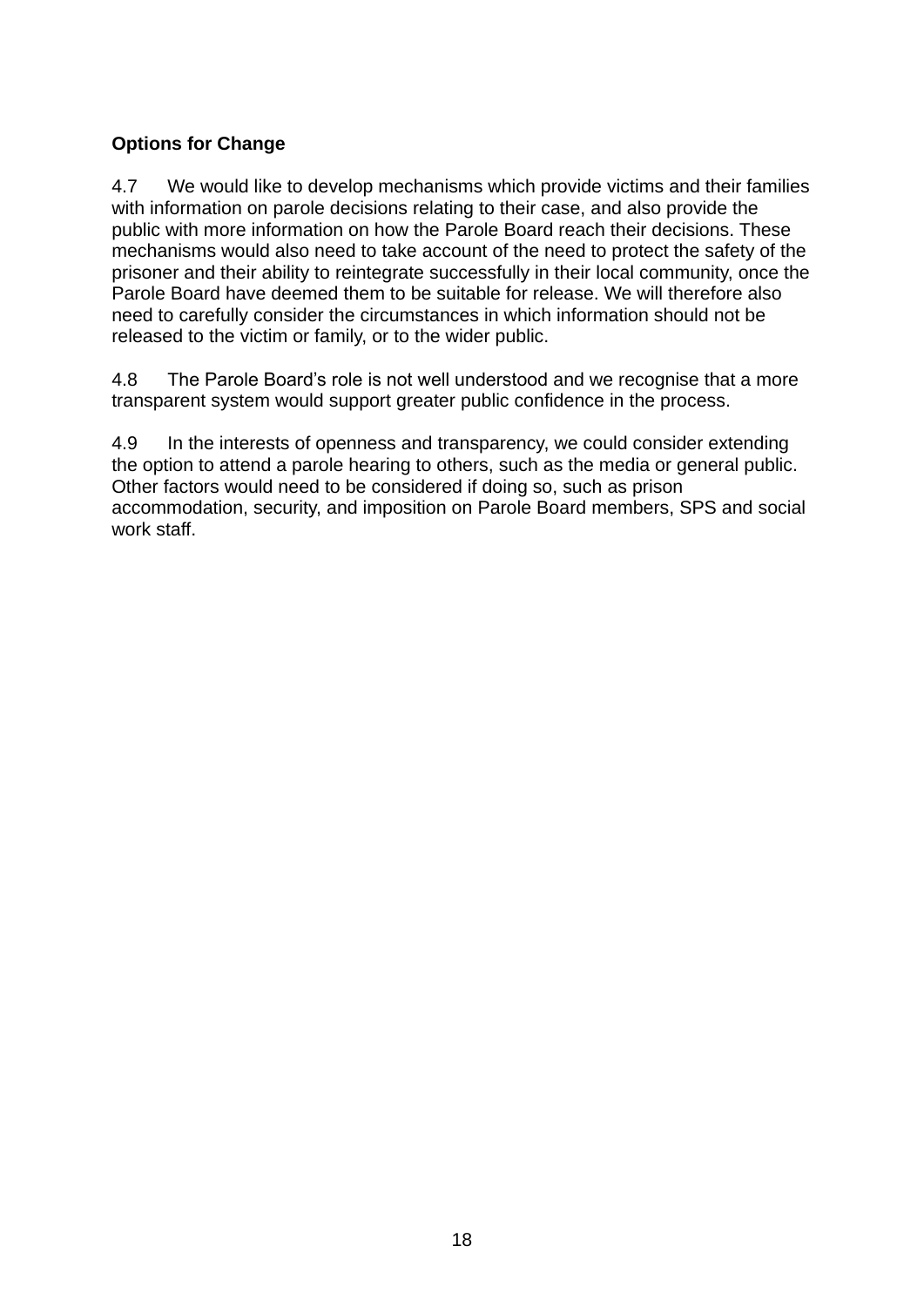**Options for Change**

4.7 We would like to develop mechanisms which provide victims and their families with information on parole decisions relating to their case, and also provide the public with more information on how the Parole Board reach their decisions. These mechanisms would also need to take account of the need to protect the safety of the prisoner and their ability to reintegrate successfully in their local community, once the Parole Board have deemed them to be suitable for release. We will therefore also need to carefully consider the circumstances in which information should not be released to the victim or family, or to the wider public.

4.8 The Parole Board's role is not well understood and we recognise that a more transparent system would support greater public confidence in the process.

4.9 In the interests of openness and transparency, we could consider extending the option to attend a parole hearing to others, such as the media or general public. Other factors would need to be considered if doing so, such as prison accommodation, security, and imposition on Parole Board members, SPS and social work staff.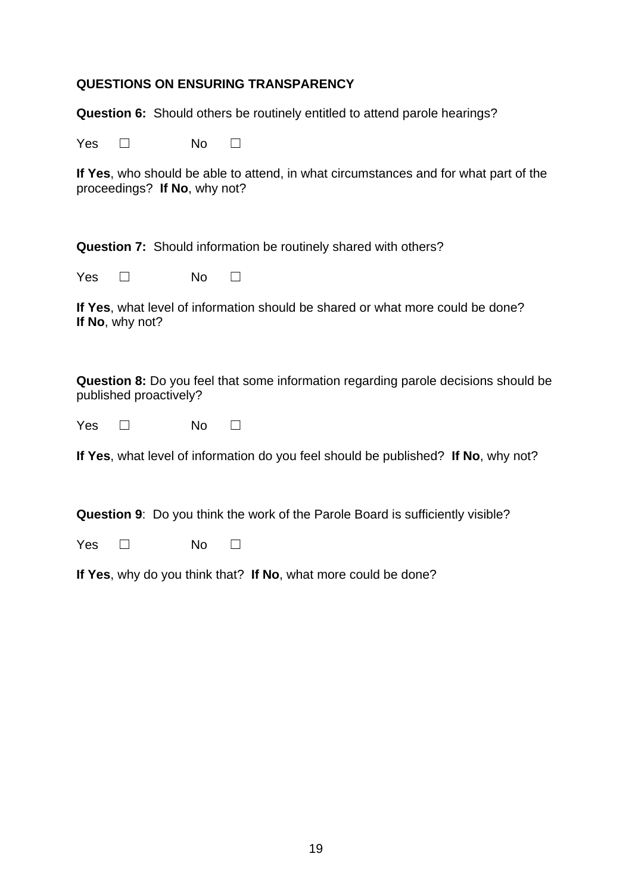**QUESTIONS ON ENSURING TRANSPARENCY**

**Question 6:** Should others be routinely entitled to attend parole hearings?

Yes ☐ No ☐

**If Yes**, who should be able to attend, in what circumstances and for what part of the proceedings? **If No**, why not?

**Question 7:** Should information be routinely shared with others?

Yes ☐ No ☐

**If Yes**, what level of information should be shared or what more could be done? **If No**, why not?

**Question 8:** Do you feel that some information regarding parole decisions should be published proactively?

Yes ☐ No ☐

**If Yes**, what level of information do you feel should be published? **If No**, why not?

**Question 9**: Do you think the work of the Parole Board is sufficiently visible?

Yes ☐ No ☐

**If Yes**, why do you think that? **If No**, what more could be done?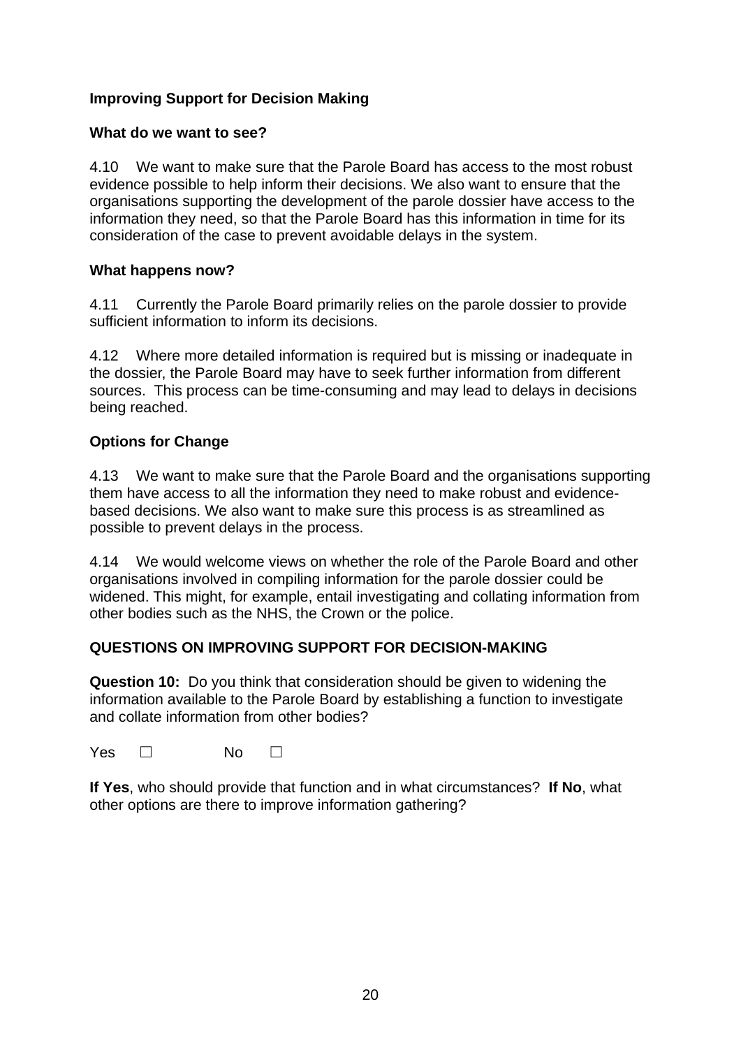## Improving Support for Decision Making

### What do we want to see?

4.10 We want to make sure that the Parole Board has access to the most robust evidence possible to help inform their decisions. We also want to ensure that the organisations supporting the development of the parole dossier have access to the information they need, so that the Parole Board has this information in time for its consideration of the case to prevent avoidable delays in the system.

### What happens now?

4.11 Currently the Parole Board primarily relies on the parole dossier to provide sufficient information to inform its decisions.

4.12 Where more detailed information is required but is missing or inadequate in the dossier, the Parole Board may have to seek further information from different sources. This process can be time-consuming and may lead to delays in decisions being reached.

### Options for Change

4.13 We want to make sure that the Parole Board and the organisations supporting them have access to all the information they need to make robust and evidence-based decisions. We also want to make sure this process is as streamlined as possible to prevent delays in the process.

4.14 We would welcome views on whether the role of the Parole Board and other organisations involved in compiling information for the parole dossier could be widened. This might, for example, entail investigating and collating information from other bodies such as the NHS, the Crown or the police.

### QUESTIONS ON IMPROVING SUPPORT FOR DECISION-MAKING

**Question 10:** Do you think that consideration should be given to widening the information available to the Parole Board by establishing a function to investigate and collate information from other bodies?

Yes ☐ No ☐

**If Yes**, who should provide that function and in what circumstances? **If No**, what other options are there to improve information gathering?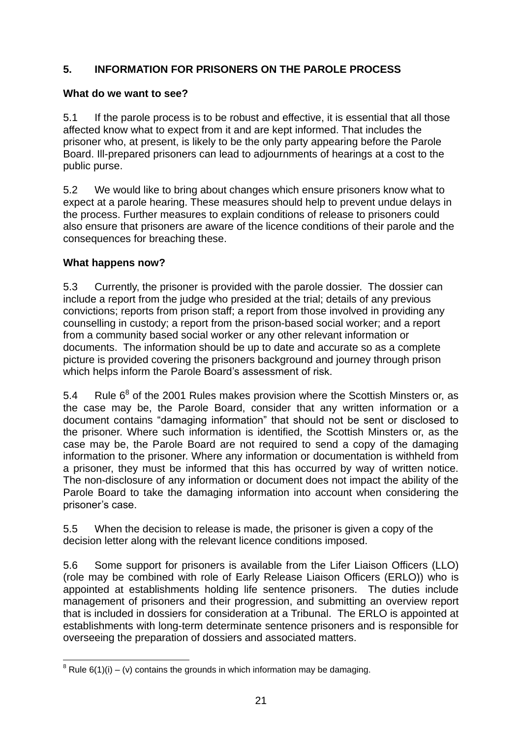## 5. INFORMATION FOR PRISONERS ON THE PAROLE PROCESS

**What do we want to see?**

5.1 If the parole process is to be robust and effective, it is essential that all those affected know what to expect from it and are kept informed. That includes the prisoner who, at present, is likely to be the only party appearing before the Parole Board. Ill-prepared prisoners can lead to adjournments of hearings at a cost to the public purse.

5.2 We would like to bring about changes which ensure prisoners know what to expect at a parole hearing. These measures should help to prevent undue delays in the process. Further measures to explain conditions of release to prisoners could also ensure that prisoners are aware of the licence conditions of their parole and the consequences for breaching these.

**What happens now?**

5.3 Currently, the prisoner is provided with the parole dossier. The dossier can include a report from the judge who presided at the trial; details of any previous convictions; reports from prison staff; a report from those involved in providing any counselling in custody; a report from the prison-based social worker; and a report from a community based social worker or any other relevant information or documents. The information should be up to date and accurate so as a complete picture is provided covering the prisoners background and journey through prison which helps inform the Parole Board's assessment of risk.

5.4 Rule 6[8] of the 2001 Rules makes provision where the Scottish Minsters or, as the case may be, the Parole Board, consider that any written information or a document contains "damaging information" that should not be sent or disclosed to the prisoner. Where such information is identified, the Scottish Minsters or, as the case may be, the Parole Board are not required to send a copy of the damaging information to the prisoner. Where any information or documentation is withheld from a prisoner, they must be informed that this has occurred by way of written notice. The non-disclosure of any information or document does not impact the ability of the Parole Board to take the damaging information into account when considering the prisoner's case.

5.5 When the decision to release is made, the prisoner is given a copy of the decision letter along with the relevant licence conditions imposed.

5.6 Some support for prisoners is available from the Lifer Liaison Officers (LLO) (role may be combined with role of Early Release Liaison Officers (ERLO)) who is appointed at establishments holding life sentence prisoners. The duties include management of prisoners and their progression, and submitting an overview report that is included in dossiers for consideration at a Tribunal. The ERLO is appointed at establishments with long-term determinate sentence prisoners and is responsible for overseeing the preparation of dossiers and associated matters.

---

[8] Rule 6(1)(i) – (v) contains the grounds in which information may be damaging.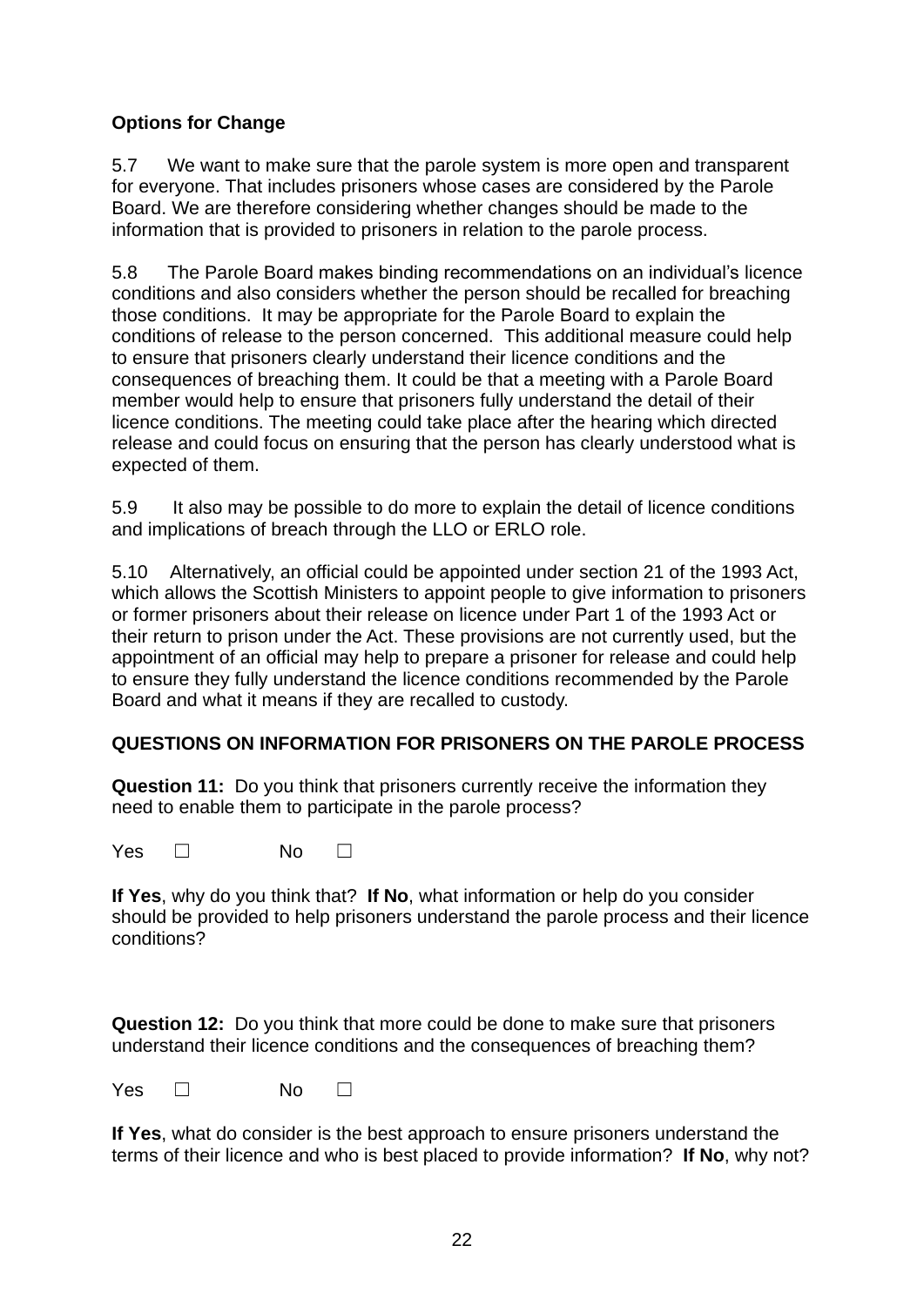**Options for Change**

5.7 We want to make sure that the parole system is more open and transparent for everyone. That includes prisoners whose cases are considered by the Parole Board. We are therefore considering whether changes should be made to the information that is provided to prisoners in relation to the parole process.

5.8 The Parole Board makes binding recommendations on an individual's licence conditions and also considers whether the person should be recalled for breaching those conditions. It may be appropriate for the Parole Board to explain the conditions of release to the person concerned. This additional measure could help to ensure that prisoners clearly understand their licence conditions and the consequences of breaching them. It could be that a meeting with a Parole Board member would help to ensure that prisoners fully understand the detail of their licence conditions. The meeting could take place after the hearing which directed release and could focus on ensuring that the person has clearly understood what is expected of them.

5.9 It also may be possible to do more to explain the detail of licence conditions and implications of breach through the LLO or ERLO role.

5.10 Alternatively, an official could be appointed under section 21 of the 1993 Act, which allows the Scottish Ministers to appoint people to give information to prisoners or former prisoners about their release on licence under Part 1 of the 1993 Act or their return to prison under the Act. These provisions are not currently used, but the appointment of an official may help to prepare a prisoner for release and could help to ensure they fully understand the licence conditions recommended by the Parole Board and what it means if they are recalled to custody.

**QUESTIONS ON INFORMATION FOR PRISONERS ON THE PAROLE PROCESS**

**Question 11:** Do you think that prisoners currently receive the information they need to enable them to participate in the parole process?

Yes ☐ No ☐

**If Yes**, why do you think that? **If No**, what information or help do you consider should be provided to help prisoners understand the parole process and their licence conditions?

**Question 12:** Do you think that more could be done to make sure that prisoners understand their licence conditions and the consequences of breaching them?

Yes ☐ No ☐

**If Yes**, what do consider is the best approach to ensure prisoners understand the terms of their licence and who is best placed to provide information? **If No**, why not?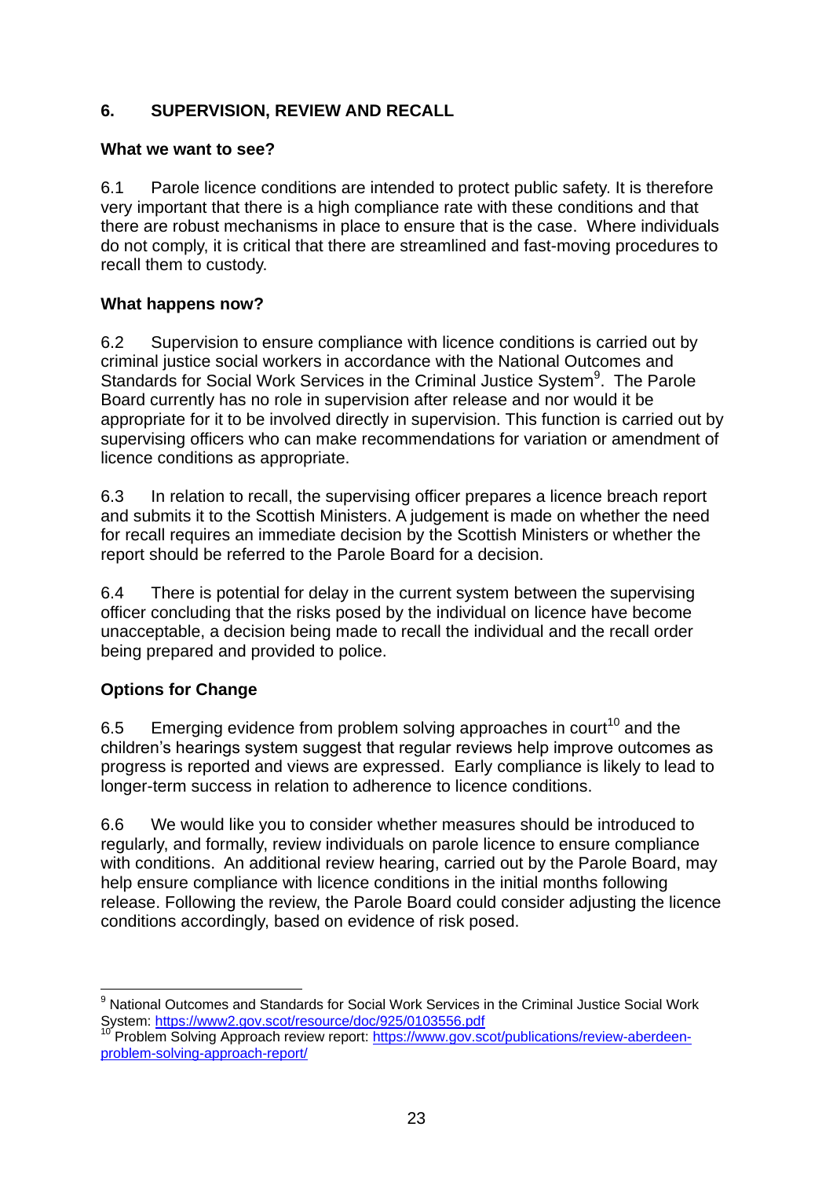## 6. SUPERVISION, REVIEW AND RECALL

**What we want to see?**

6.1 Parole licence conditions are intended to protect public safety. It is therefore very important that there is a high compliance rate with these conditions and that there are robust mechanisms in place to ensure that is the case. Where individuals do not comply, it is critical that there are streamlined and fast-moving procedures to recall them to custody.

**What happens now?**

6.2 Supervision to ensure compliance with licence conditions is carried out by criminal justice social workers in accordance with the National Outcomes and Standards for Social Work Services in the Criminal Justice System[9]. The Parole Board currently has no role in supervision after release and nor would it be appropriate for it to be involved directly in supervision. This function is carried out by supervising officers who can make recommendations for variation or amendment of licence conditions as appropriate.

6.3 In relation to recall, the supervising officer prepares a licence breach report and submits it to the Scottish Ministers. A judgement is made on whether the need for recall requires an immediate decision by the Scottish Ministers or whether the report should be referred to the Parole Board for a decision.

6.4 There is potential for delay in the current system between the supervising officer concluding that the risks posed by the individual on licence have become unacceptable, a decision being made to recall the individual and the recall order being prepared and provided to police.

**Options for Change**

6.5 Emerging evidence from problem solving approaches in court[10] and the children's hearings system suggest that regular reviews help improve outcomes as progress is reported and views are expressed. Early compliance is likely to lead to longer-term success in relation to adherence to licence conditions.

6.6 We would like you to consider whether measures should be introduced to regularly, and formally, review individuals on parole licence to ensure compliance with conditions. An additional review hearing, carried out by the Parole Board, may help ensure compliance with licence conditions in the initial months following release. Following the review, the Parole Board could consider adjusting the licence conditions accordingly, based on evidence of risk posed.

---

[9] National Outcomes and Standards for Social Work Services in the Criminal Justice Social Work System: https://www2.gov.scot/resource/doc/925/0103556.pdf

[10] Problem Solving Approach review report: https://www.gov.scot/publications/review-aberdeen-problem-solving-approach-report/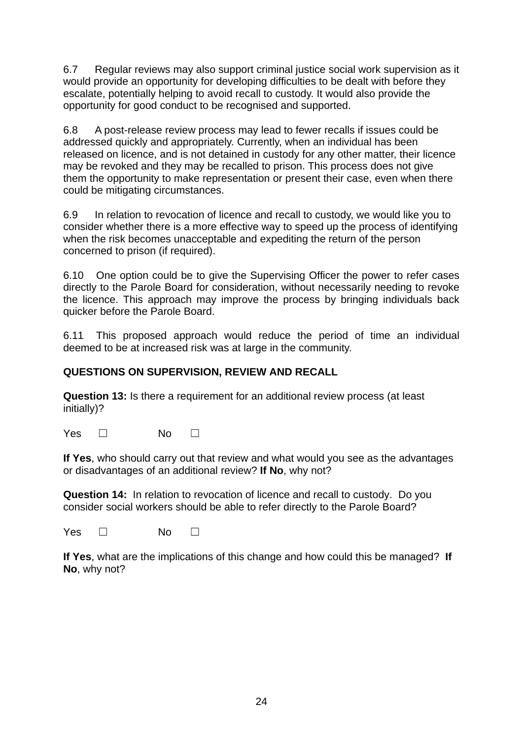6.7 Regular reviews may also support criminal justice social work supervision as it would provide an opportunity for developing difficulties to be dealt with before they escalate, potentially helping to avoid recall to custody. It would also provide the opportunity for good conduct to be recognised and supported.

6.8 A post-release review process may lead to fewer recalls if issues could be addressed quickly and appropriately. Currently, when an individual has been released on licence, and is not detained in custody for any other matter, their licence may be revoked and they may be recalled to prison. This process does not give them the opportunity to make representation or present their case, even when there could be mitigating circumstances.

6.9 In relation to revocation of licence and recall to custody, we would like you to consider whether there is a more effective way to speed up the process of identifying when the risk becomes unacceptable and expediting the return of the person concerned to prison (if required).

6.10 One option could be to give the Supervising Officer the power to refer cases directly to the Parole Board for consideration, without necessarily needing to revoke the licence. This approach may improve the process by bringing individuals back quicker before the Parole Board.

6.11 This proposed approach would reduce the period of time an individual deemed to be at increased risk was at large in the community.

**QUESTIONS ON SUPERVISION, REVIEW AND RECALL**

**Question 13:** Is there a requirement for an additional review process (at least initially)?

Yes ☐ No ☐

**If Yes**, who should carry out that review and what would you see as the advantages or disadvantages of an additional review? **If No**, why not?

**Question 14:** In relation to revocation of licence and recall to custody. Do you consider social workers should be able to refer directly to the Parole Board?

Yes ☐ No ☐

**If Yes**, what are the implications of this change and how could this be managed? **If No**, why not?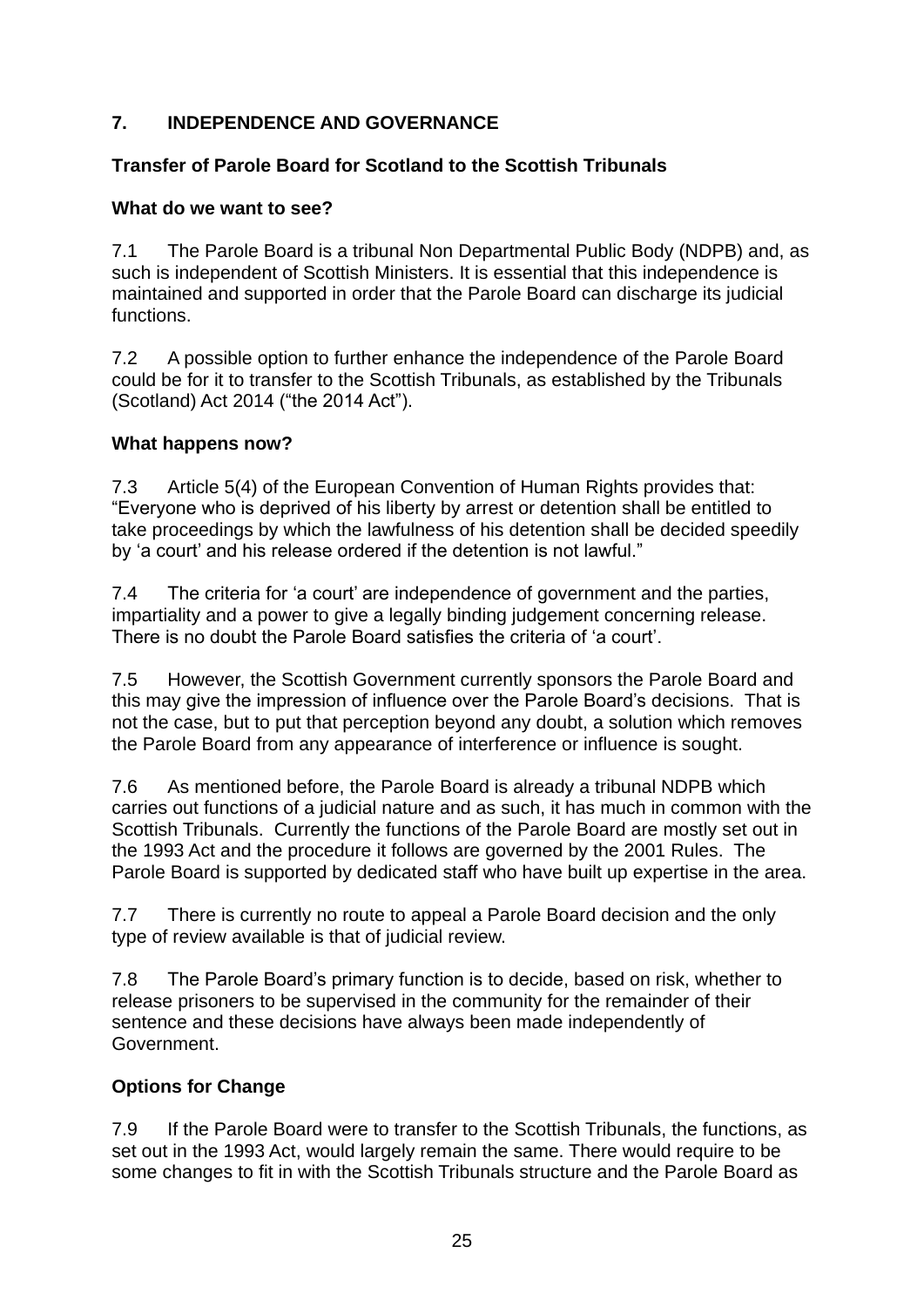## 7. INDEPENDENCE AND GOVERNANCE

### Transfer of Parole Board for Scotland to the Scottish Tribunals

#### What do we want to see?

7.1 The Parole Board is a tribunal Non Departmental Public Body (NDPB) and, as such is independent of Scottish Ministers. It is essential that this independence is maintained and supported in order that the Parole Board can discharge its judicial functions.

7.2 A possible option to further enhance the independence of the Parole Board could be for it to transfer to the Scottish Tribunals, as established by the Tribunals (Scotland) Act 2014 ("the 2014 Act").

#### What happens now?

7.3 Article 5(4) of the European Convention of Human Rights provides that: "Everyone who is deprived of his liberty by arrest or detention shall be entitled to take proceedings by which the lawfulness of his detention shall be decided speedily by 'a court' and his release ordered if the detention is not lawful."

7.4 The criteria for 'a court' are independence of government and the parties, impartiality and a power to give a legally binding judgement concerning release. There is no doubt the Parole Board satisfies the criteria of 'a court'.

7.5 However, the Scottish Government currently sponsors the Parole Board and this may give the impression of influence over the Parole Board's decisions. That is not the case, but to put that perception beyond any doubt, a solution which removes the Parole Board from any appearance of interference or influence is sought.

7.6 As mentioned before, the Parole Board is already a tribunal NDPB which carries out functions of a judicial nature and as such, it has much in common with the Scottish Tribunals. Currently the functions of the Parole Board are mostly set out in the 1993 Act and the procedure it follows are governed by the 2001 Rules. The Parole Board is supported by dedicated staff who have built up expertise in the area.

7.7 There is currently no route to appeal a Parole Board decision and the only type of review available is that of judicial review.

7.8 The Parole Board's primary function is to decide, based on risk, whether to release prisoners to be supervised in the community for the remainder of their sentence and these decisions have always been made independently of Government.

#### Options for Change

7.9 If the Parole Board were to transfer to the Scottish Tribunals, the functions, as set out in the 1993 Act, would largely remain the same. There would require to be some changes to fit in with the Scottish Tribunals structure and the Parole Board as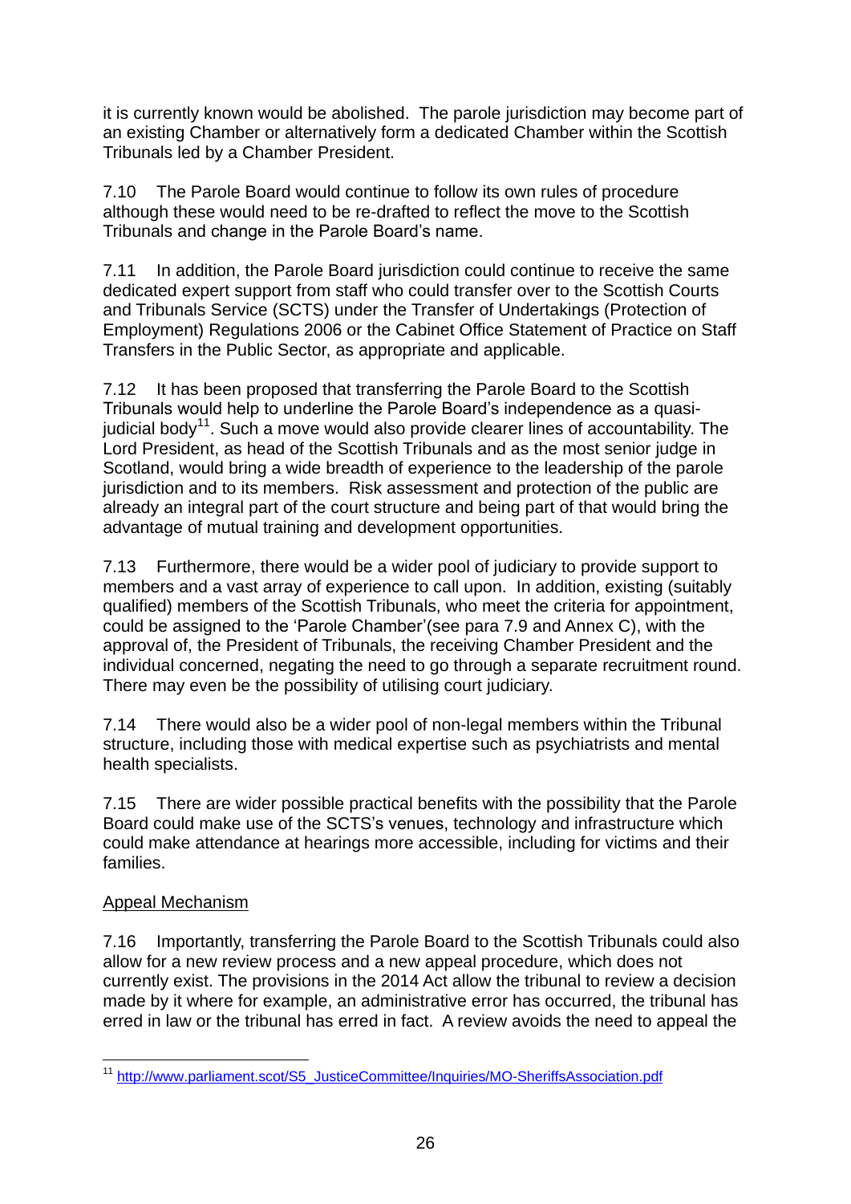it is currently known would be abolished. The parole jurisdiction may become part of an existing Chamber or alternatively form a dedicated Chamber within the Scottish Tribunals led by a Chamber President.

7.10 The Parole Board would continue to follow its own rules of procedure although these would need to be re-drafted to reflect the move to the Scottish Tribunals and change in the Parole Board's name.

7.11 In addition, the Parole Board jurisdiction could continue to receive the same dedicated expert support from staff who could transfer over to the Scottish Courts and Tribunals Service (SCTS) under the Transfer of Undertakings (Protection of Employment) Regulations 2006 or the Cabinet Office Statement of Practice on Staff Transfers in the Public Sector, as appropriate and applicable.

7.12 It has been proposed that transferring the Parole Board to the Scottish Tribunals would help to underline the Parole Board's independence as a quasi-judicial body[11]. Such a move would also provide clearer lines of accountability. The Lord President, as head of the Scottish Tribunals and as the most senior judge in Scotland, would bring a wide breadth of experience to the leadership of the parole jurisdiction and to its members. Risk assessment and protection of the public are already an integral part of the court structure and being part of that would bring the advantage of mutual training and development opportunities.

7.13 Furthermore, there would be a wider pool of judiciary to provide support to members and a vast array of experience to call upon. In addition, existing (suitably qualified) members of the Scottish Tribunals, who meet the criteria for appointment, could be assigned to the 'Parole Chamber'(see para 7.9 and Annex C), with the approval of, the President of Tribunals, the receiving Chamber President and the individual concerned, negating the need to go through a separate recruitment round. There may even be the possibility of utilising court judiciary.

7.14 There would also be a wider pool of non-legal members within the Tribunal structure, including those with medical expertise such as psychiatrists and mental health specialists.

7.15 There are wider possible practical benefits with the possibility that the Parole Board could make use of the SCTS's venues, technology and infrastructure which could make attendance at hearings more accessible, including for victims and their families.

Appeal Mechanism

7.16 Importantly, transferring the Parole Board to the Scottish Tribunals could also allow for a new review process and a new appeal procedure, which does not currently exist. The provisions in the 2014 Act allow the tribunal to review a decision made by it where for example, an administrative error has occurred, the tribunal has erred in law or the tribunal has erred in fact. A review avoids the need to appeal the

---

[11] http://www.parliament.scot/S5_JusticeCommittee/Inquiries/MO-SheriffsAssociation.pdf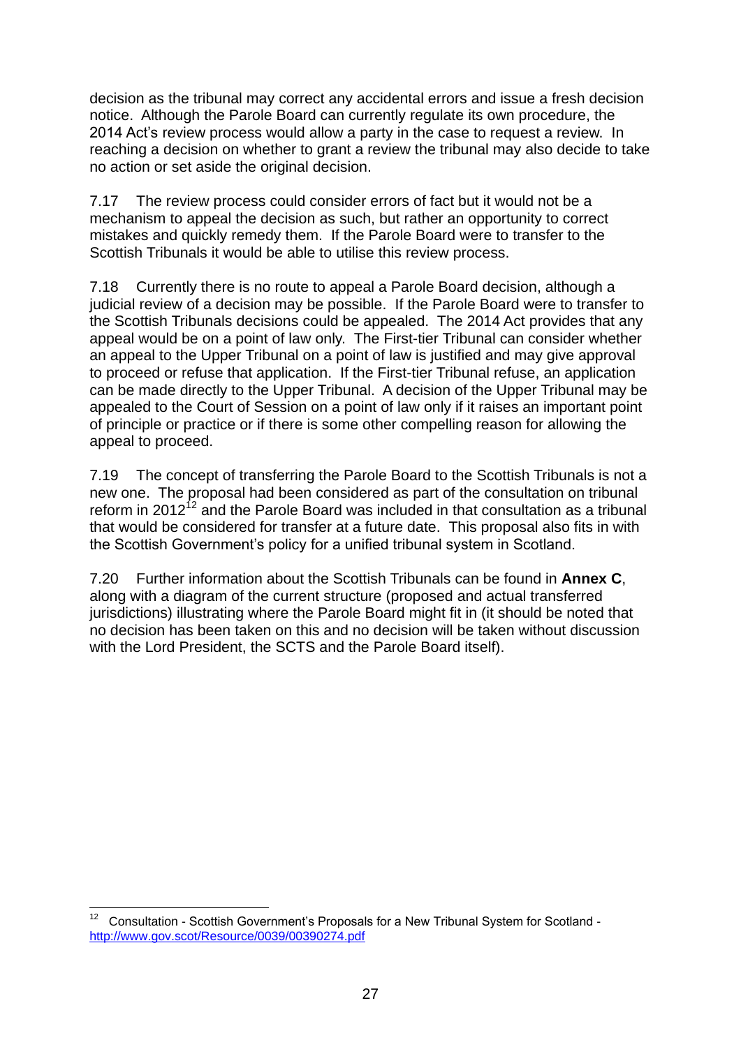decision as the tribunal may correct any accidental errors and issue a fresh decision notice. Although the Parole Board can currently regulate its own procedure, the 2014 Act's review process would allow a party in the case to request a review. In reaching a decision on whether to grant a review the tribunal may also decide to take no action or set aside the original decision.

7.17 The review process could consider errors of fact but it would not be a mechanism to appeal the decision as such, but rather an opportunity to correct mistakes and quickly remedy them. If the Parole Board were to transfer to the Scottish Tribunals it would be able to utilise this review process.

7.18 Currently there is no route to appeal a Parole Board decision, although a judicial review of a decision may be possible. If the Parole Board were to transfer to the Scottish Tribunals decisions could be appealed. The 2014 Act provides that any appeal would be on a point of law only. The First-tier Tribunal can consider whether an appeal to the Upper Tribunal on a point of law is justified and may give approval to proceed or refuse that application. If the First-tier Tribunal refuse, an application can be made directly to the Upper Tribunal. A decision of the Upper Tribunal may be appealed to the Court of Session on a point of law only if it raises an important point of principle or practice or if there is some other compelling reason for allowing the appeal to proceed.

7.19 The concept of transferring the Parole Board to the Scottish Tribunals is not a new one. The proposal had been considered as part of the consultation on tribunal reform in 2012[12] and the Parole Board was included in that consultation as a tribunal that would be considered for transfer at a future date. This proposal also fits in with the Scottish Government's policy for a unified tribunal system in Scotland.

7.20 Further information about the Scottish Tribunals can be found in **Annex C**, along with a diagram of the current structure (proposed and actual transferred jurisdictions) illustrating where the Parole Board might fit in (it should be noted that no decision has been taken on this and no decision will be taken without discussion with the Lord President, the SCTS and the Parole Board itself).

---

[12] Consultation - Scottish Government's Proposals for a New Tribunal System for Scotland - http://www.gov.scot/Resource/0039/00390274.pdf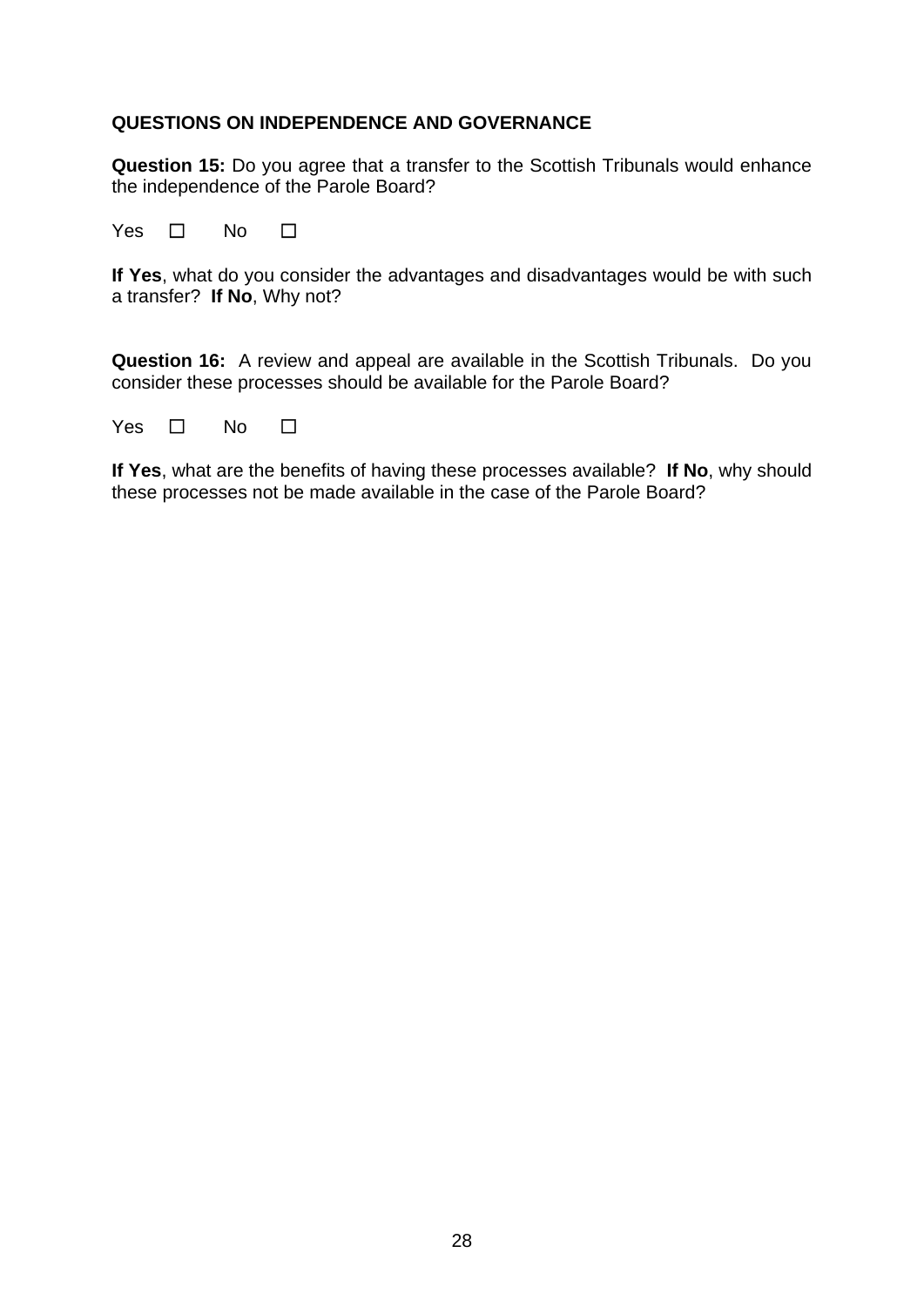**QUESTIONS ON INDEPENDENCE AND GOVERNANCE**

**Question 15:** Do you agree that a transfer to the Scottish Tribunals would enhance the independence of the Parole Board?

Yes ☐ No ☐

**If Yes**, what do you consider the advantages and disadvantages would be with such a transfer? **If No**, Why not?

**Question 16:** A review and appeal are available in the Scottish Tribunals. Do you consider these processes should be available for the Parole Board?

Yes ☐ No ☐

**If Yes**, what are the benefits of having these processes available? **If No**, why should these processes not be made available in the case of the Parole Board?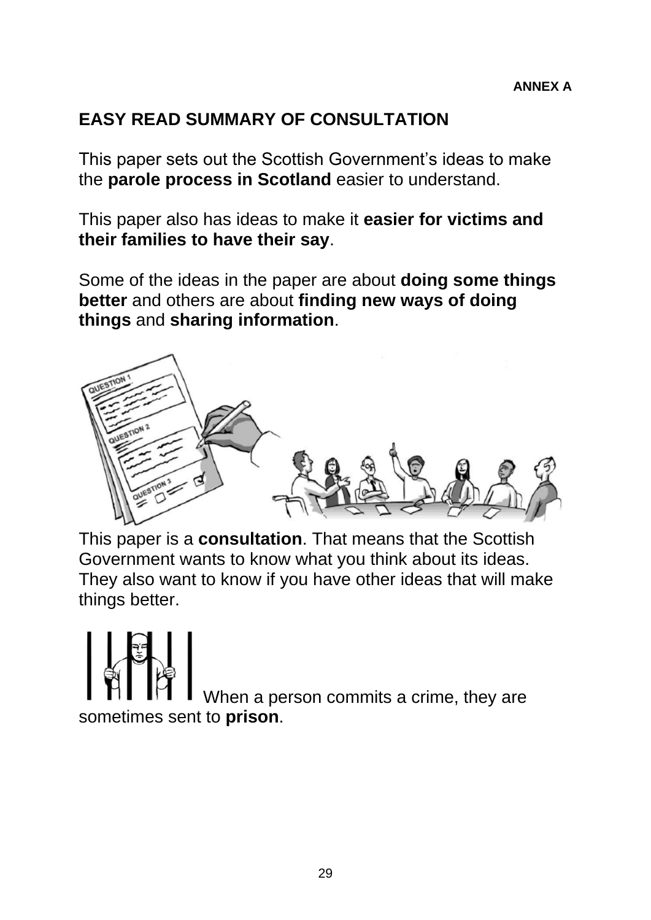ANNEX A

## EASY READ SUMMARY OF CONSULTATION

This paper sets out the Scottish Government's ideas to make the **parole process in Scotland** easier to understand.

This paper also has ideas to make it **easier for victims and their families to have their say**.

Some of the ideas in the paper are about **doing some things better** and others are about **finding new ways of doing things** and **sharing information**.

This paper is a **consultation**. That means that the Scottish Government wants to know what you think about its ideas. They also want to know if you have other ideas that will make things better.

When a person commits a crime, they are sometimes sent to **prison**.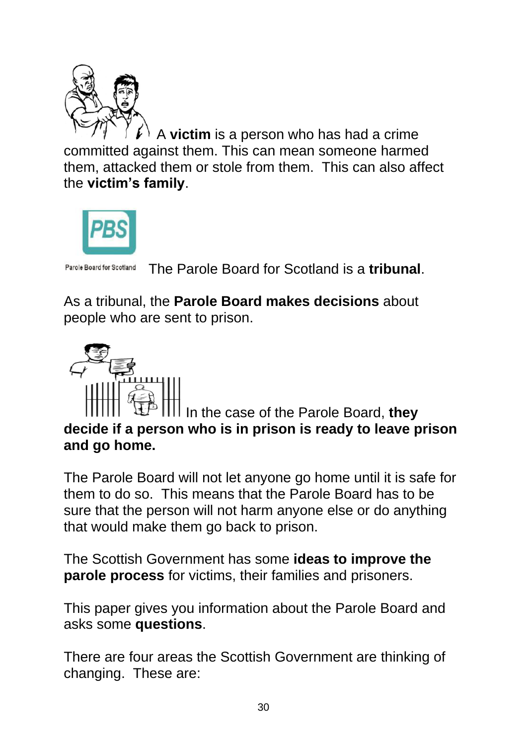A **victim** is a person who has had a crime committed against them. This can mean someone harmed them, attacked them or stole from them. This can also affect the **victim's family**.

The Parole Board for Scotland is a **tribunal**.

As a tribunal, the **Parole Board makes decisions** about people who are sent to prison.

In the case of the Parole Board, **they decide if a person who is in prison is ready to leave prison and go home.**

The Parole Board will not let anyone go home until it is safe for them to do so. This means that the Parole Board has to be sure that the person will not harm anyone else or do anything that would make them go back to prison.

The Scottish Government has some **ideas to improve the parole process** for victims, their families and prisoners.

This paper gives you information about the Parole Board and asks some **questions**.

There are four areas the Scottish Government are thinking of changing. These are: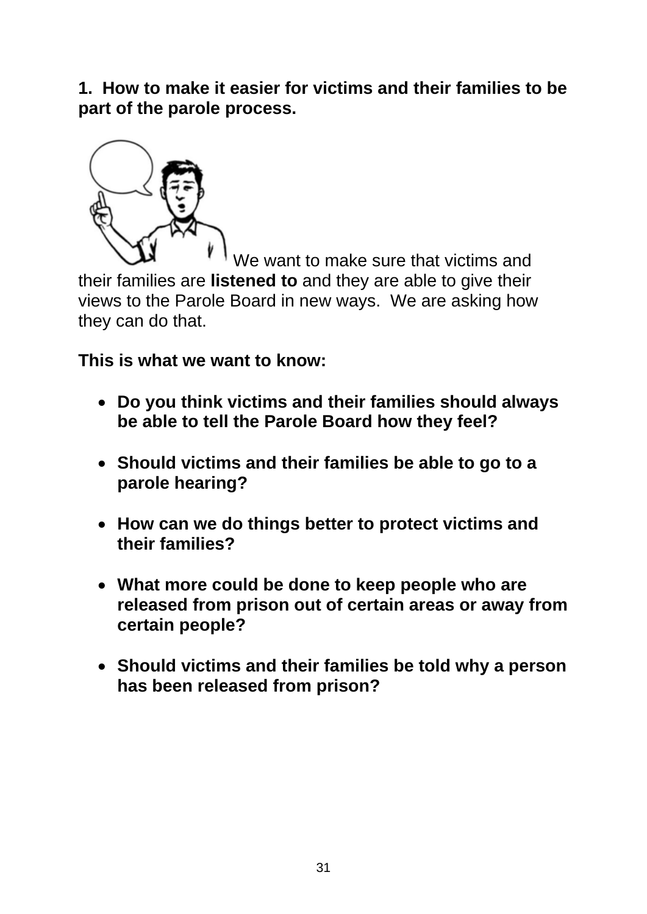**1. How to make it easier for victims and their families to be part of the parole process.**

We want to make sure that victims and their families are **listened to** and they are able to give their views to the Parole Board in new ways. We are asking how they can do that.

**This is what we want to know:**

- **Do you think victims and their families should always be able to tell the Parole Board how they feel?**
- **Should victims and their families be able to go to a parole hearing?**
- **How can we do things better to protect victims and their families?**
- **What more could be done to keep people who are released from prison out of certain areas or away from certain people?**
- **Should victims and their families be told why a person has been released from prison?**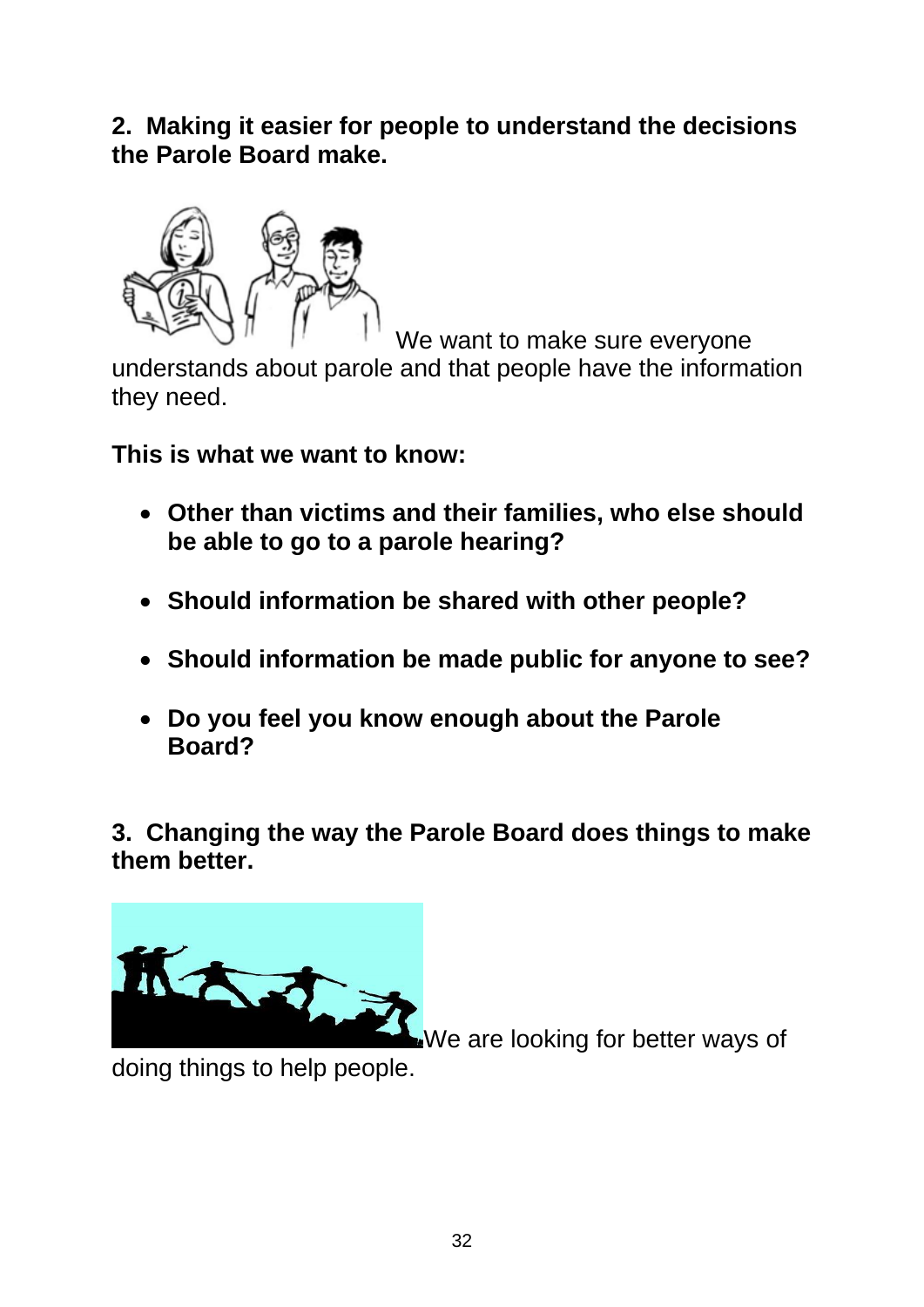**2. Making it easier for people to understand the decisions the Parole Board make.**

We want to make sure everyone understands about parole and that people have the information they need.

**This is what we want to know:**

- **Other than victims and their families, who else should be able to go to a parole hearing?**
- **Should information be shared with other people?**
- **Should information be made public for anyone to see?**
- **Do you feel you know enough about the Parole Board?**

**3. Changing the way the Parole Board does things to make them better.**

We are looking for better ways of doing things to help people.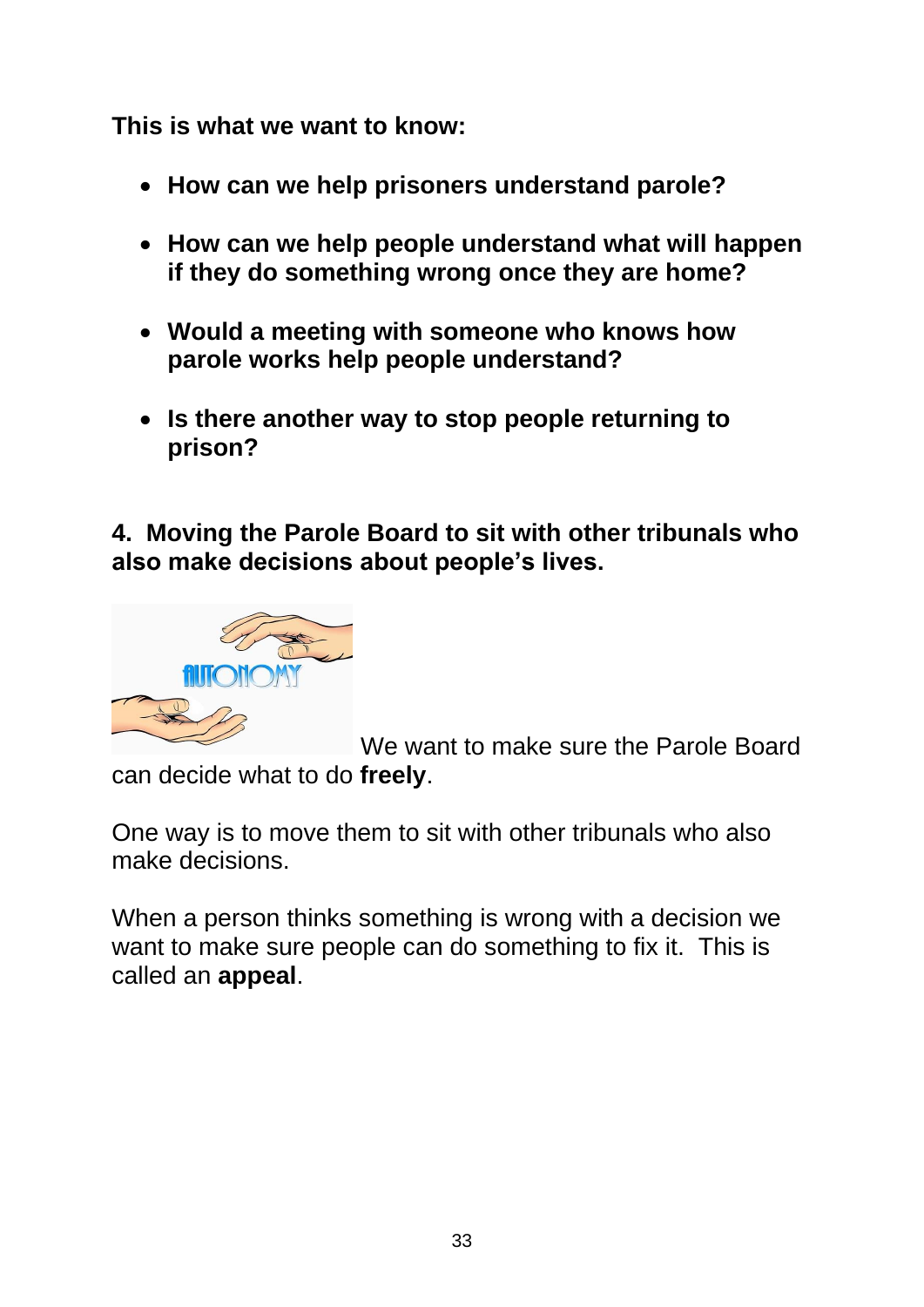**This is what we want to know:**

- **How can we help prisoners understand parole?**
- **How can we help people understand what will happen if they do something wrong once they are home?**
- **Would a meeting with someone who knows how parole works help people understand?**
- **Is there another way to stop people returning to prison?**

**4. Moving the Parole Board to sit with other tribunals who also make decisions about people's lives.**

We want to make sure the Parole Board can decide what to do **freely**.

One way is to move them to sit with other tribunals who also make decisions.

When a person thinks something is wrong with a decision we want to make sure people can do something to fix it. This is called an **appeal**.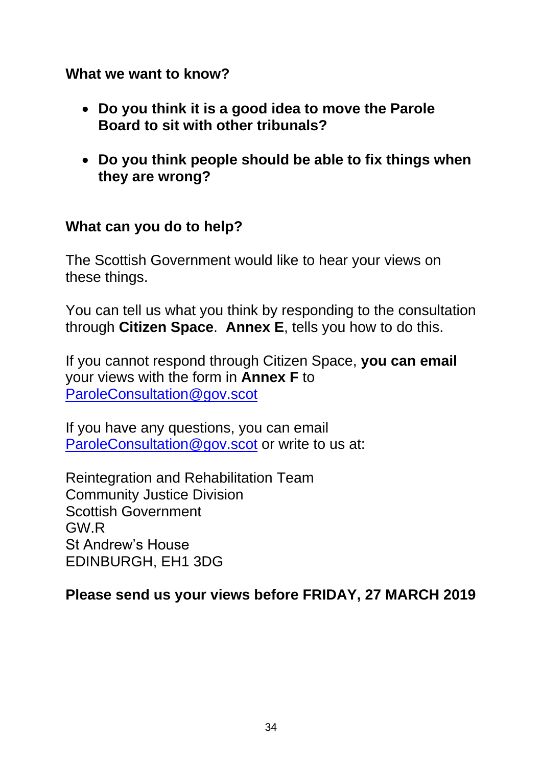**What we want to know?**

- **Do you think it is a good idea to move the Parole Board to sit with other tribunals?**
- **Do you think people should be able to fix things when they are wrong?**

**What can you do to help?**

The Scottish Government would like to hear your views on these things.

You can tell us what you think by responding to the consultation through **Citizen Space**. **Annex E**, tells you how to do this.

If you cannot respond through Citizen Space, **you can email** your views with the form in **Annex F** to ParoleConsultation@gov.scot

If you have any questions, you can email ParoleConsultation@gov.scot or write to us at:

Reintegration and Rehabilitation Team
Community Justice Division
Scottish Government
GW.R
St Andrew's House
EDINBURGH, EH1 3DG

**Please send us your views before FRIDAY, 27 MARCH 2019**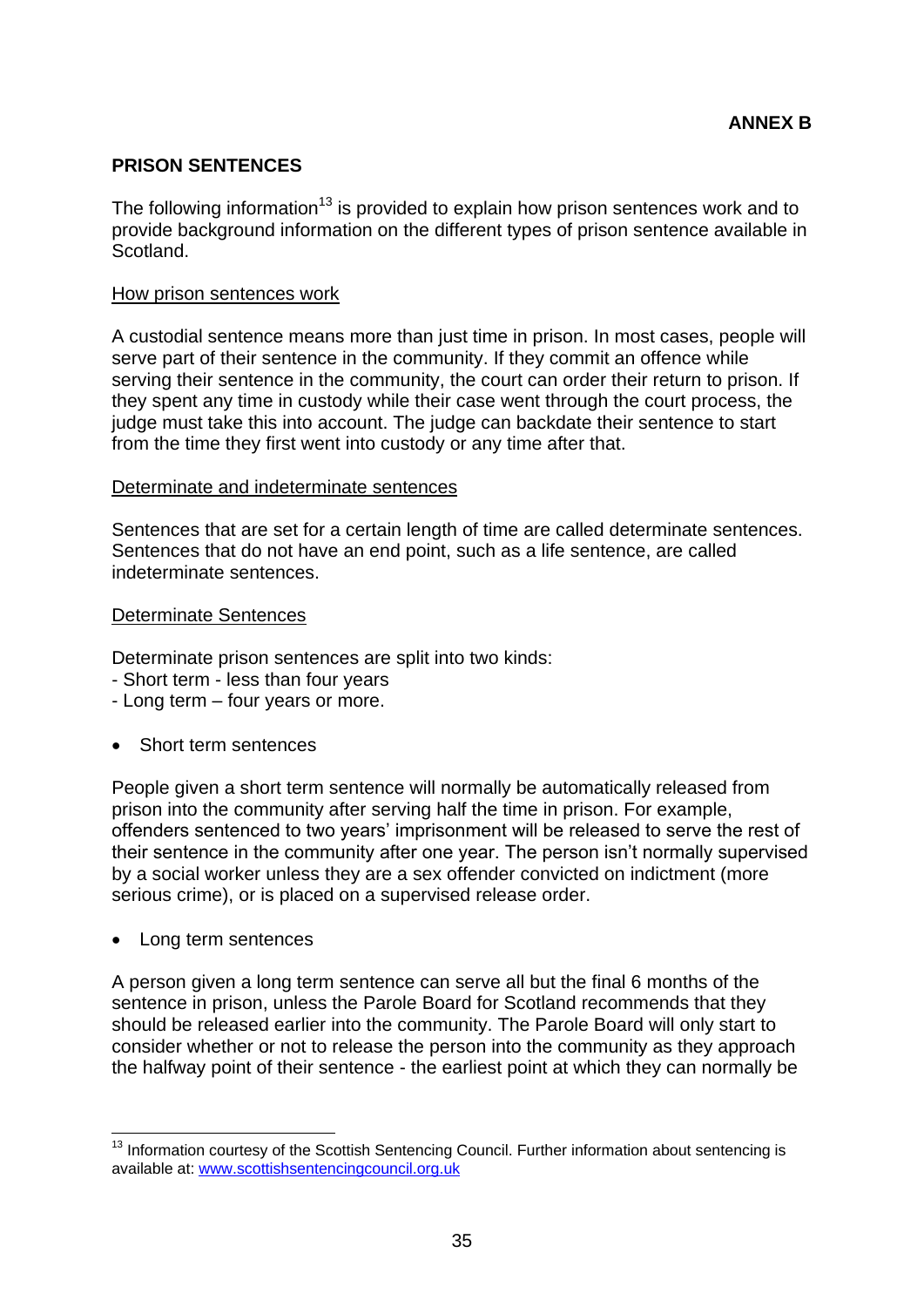**ANNEX B**

## PRISON SENTENCES

The following information[13] is provided to explain how prison sentences work and to provide background information on the different types of prison sentence available in Scotland.

### How prison sentences work

A custodial sentence means more than just time in prison. In most cases, people will serve part of their sentence in the community. If they commit an offence while serving their sentence in the community, the court can order their return to prison. If they spent any time in custody while their case went through the court process, the judge must take this into account. The judge can backdate their sentence to start from the time they first went into custody or any time after that.

### Determinate and indeterminate sentences

Sentences that are set for a certain length of time are called determinate sentences. Sentences that do not have an end point, such as a life sentence, are called indeterminate sentences.

### Determinate Sentences

Determinate prison sentences are split into two kinds:
- Short term - less than four years
- Long term – four years or more.

- Short term sentences

People given a short term sentence will normally be automatically released from prison into the community after serving half the time in prison. For example, offenders sentenced to two years' imprisonment will be released to serve the rest of their sentence in the community after one year. The person isn't normally supervised by a social worker unless they are a sex offender convicted on indictment (more serious crime), or is placed on a supervised release order.

- Long term sentences

A person given a long term sentence can serve all but the final 6 months of the sentence in prison, unless the Parole Board for Scotland recommends that they should be released earlier into the community. The Parole Board will only start to consider whether or not to release the person into the community as they approach the halfway point of their sentence - the earliest point at which they can normally be

---

[13] Information courtesy of the Scottish Sentencing Council. Further information about sentencing is available at: www.scottishsentencingcouncil.org.uk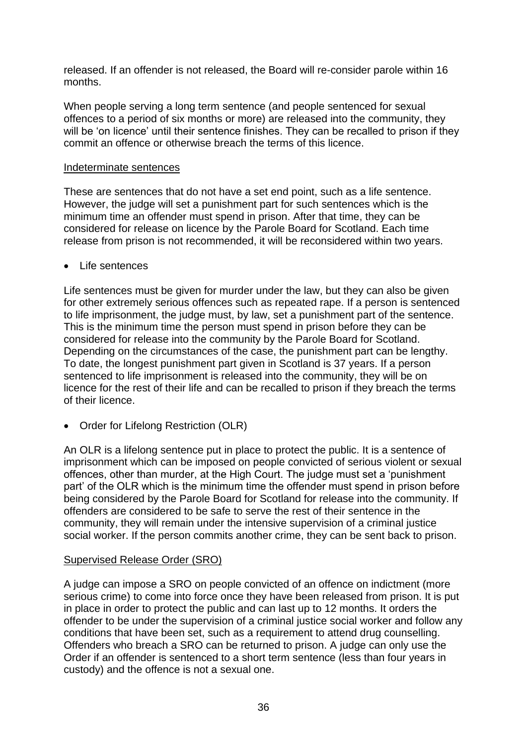released. If an offender is not released, the Board will re-consider parole within 16 months.

When people serving a long term sentence (and people sentenced for sexual offences to a period of six months or more) are released into the community, they will be 'on licence' until their sentence finishes. They can be recalled to prison if they commit an offence or otherwise breach the terms of this licence.

### Indeterminate sentences

These are sentences that do not have a set end point, such as a life sentence. However, the judge will set a punishment part for such sentences which is the minimum time an offender must spend in prison. After that time, they can be considered for release on licence by the Parole Board for Scotland. Each time release from prison is not recommended, it will be reconsidered within two years.

- Life sentences

Life sentences must be given for murder under the law, but they can also be given for other extremely serious offences such as repeated rape. If a person is sentenced to life imprisonment, the judge must, by law, set a punishment part of the sentence. This is the minimum time the person must spend in prison before they can be considered for release into the community by the Parole Board for Scotland. Depending on the circumstances of the case, the punishment part can be lengthy. To date, the longest punishment part given in Scotland is 37 years. If a person sentenced to life imprisonment is released into the community, they will be on licence for the rest of their life and can be recalled to prison if they breach the terms of their licence.

- Order for Lifelong Restriction (OLR)

An OLR is a lifelong sentence put in place to protect the public. It is a sentence of imprisonment which can be imposed on people convicted of serious violent or sexual offences, other than murder, at the High Court. The judge must set a 'punishment part' of the OLR which is the minimum time the offender must spend in prison before being considered by the Parole Board for Scotland for release into the community. If offenders are considered to be safe to serve the rest of their sentence in the community, they will remain under the intensive supervision of a criminal justice social worker. If the person commits another crime, they can be sent back to prison.

### Supervised Release Order (SRO)

A judge can impose a SRO on people convicted of an offence on indictment (more serious crime) to come into force once they have been released from prison. It is put in place in order to protect the public and can last up to 12 months. It orders the offender to be under the supervision of a criminal justice social worker and follow any conditions that have been set, such as a requirement to attend drug counselling. Offenders who breach a SRO can be returned to prison. A judge can only use the Order if an offender is sentenced to a short term sentence (less than four years in custody) and the offence is not a sexual one.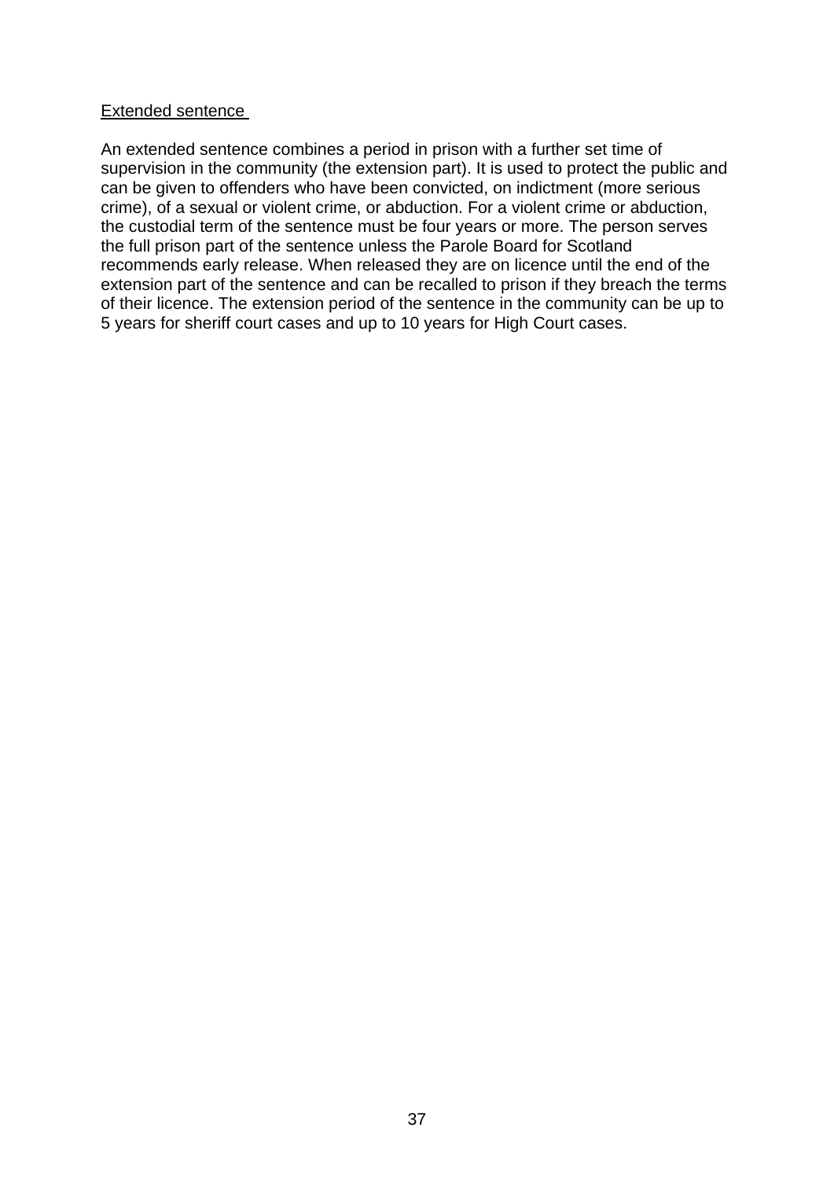<u>Extended sentence</u>

An extended sentence combines a period in prison with a further set time of supervision in the community (the extension part). It is used to protect the public and can be given to offenders who have been convicted, on indictment (more serious crime), of a sexual or violent crime, or abduction. For a violent crime or abduction, the custodial term of the sentence must be four years or more. The person serves the full prison part of the sentence unless the Parole Board for Scotland recommends early release. When released they are on licence until the end of the extension part of the sentence and can be recalled to prison if they breach the terms of their licence. The extension period of the sentence in the community can be up to 5 years for sheriff court cases and up to 10 years for High Court cases.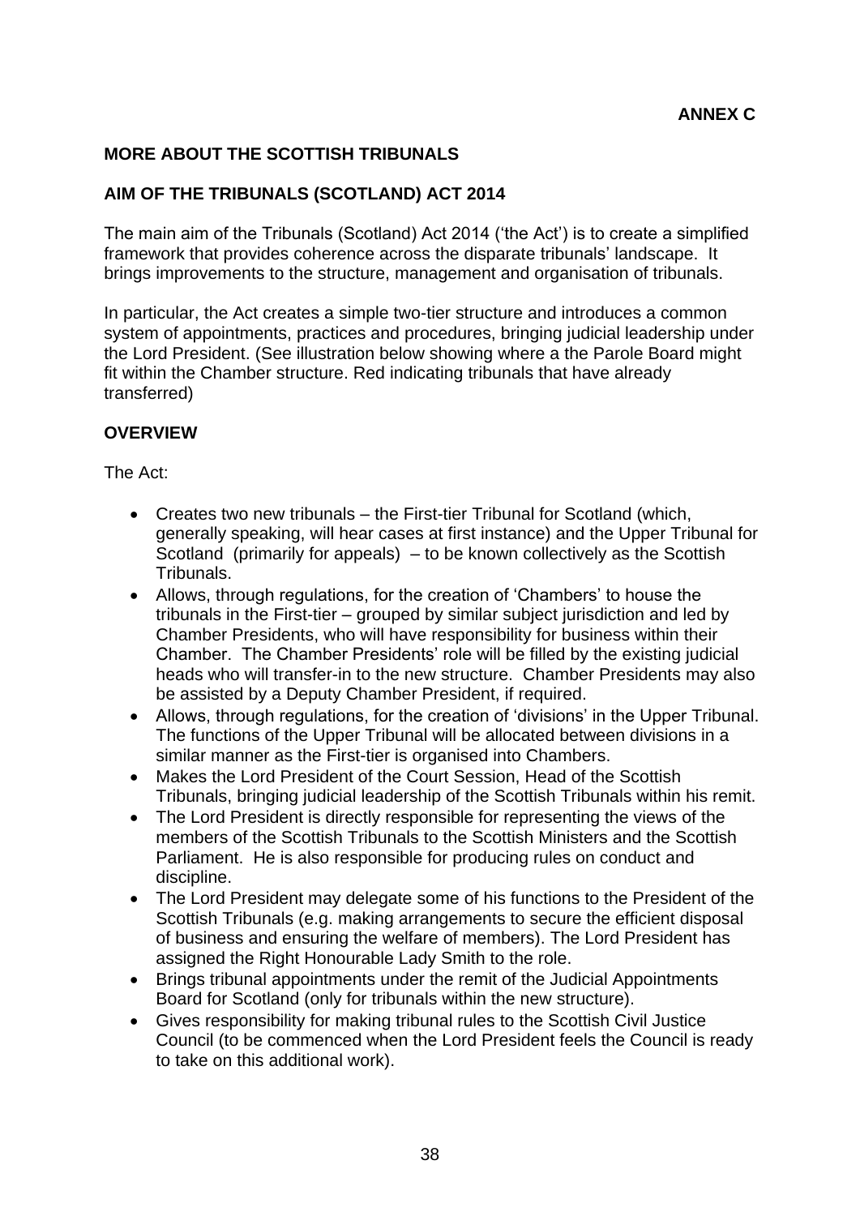**ANNEX C**

## MORE ABOUT THE SCOTTISH TRIBUNALS

### AIM OF THE TRIBUNALS (SCOTLAND) ACT 2014

The main aim of the Tribunals (Scotland) Act 2014 ('the Act') is to create a simplified framework that provides coherence across the disparate tribunals' landscape. It brings improvements to the structure, management and organisation of tribunals.

In particular, the Act creates a simple two-tier structure and introduces a common system of appointments, practices and procedures, bringing judicial leadership under the Lord President. (See illustration below showing where a the Parole Board might fit within the Chamber structure. Red indicating tribunals that have already transferred)

### OVERVIEW

The Act:

- Creates two new tribunals – the First-tier Tribunal for Scotland (which, generally speaking, will hear cases at first instance) and the Upper Tribunal for Scotland (primarily for appeals) – to be known collectively as the Scottish Tribunals.
- Allows, through regulations, for the creation of 'Chambers' to house the tribunals in the First-tier – grouped by similar subject jurisdiction and led by Chamber Presidents, who will have responsibility for business within their Chamber. The Chamber Presidents' role will be filled by the existing judicial heads who will transfer-in to the new structure. Chamber Presidents may also be assisted by a Deputy Chamber President, if required.
- Allows, through regulations, for the creation of 'divisions' in the Upper Tribunal. The functions of the Upper Tribunal will be allocated between divisions in a similar manner as the First-tier is organised into Chambers.
- Makes the Lord President of the Court Session, Head of the Scottish Tribunals, bringing judicial leadership of the Scottish Tribunals within his remit.
- The Lord President is directly responsible for representing the views of the members of the Scottish Tribunals to the Scottish Ministers and the Scottish Parliament. He is also responsible for producing rules on conduct and discipline.
- The Lord President may delegate some of his functions to the President of the Scottish Tribunals (e.g. making arrangements to secure the efficient disposal of business and ensuring the welfare of members). The Lord President has assigned the Right Honourable Lady Smith to the role.
- Brings tribunal appointments under the remit of the Judicial Appointments Board for Scotland (only for tribunals within the new structure).
- Gives responsibility for making tribunal rules to the Scottish Civil Justice Council (to be commenced when the Lord President feels the Council is ready to take on this additional work).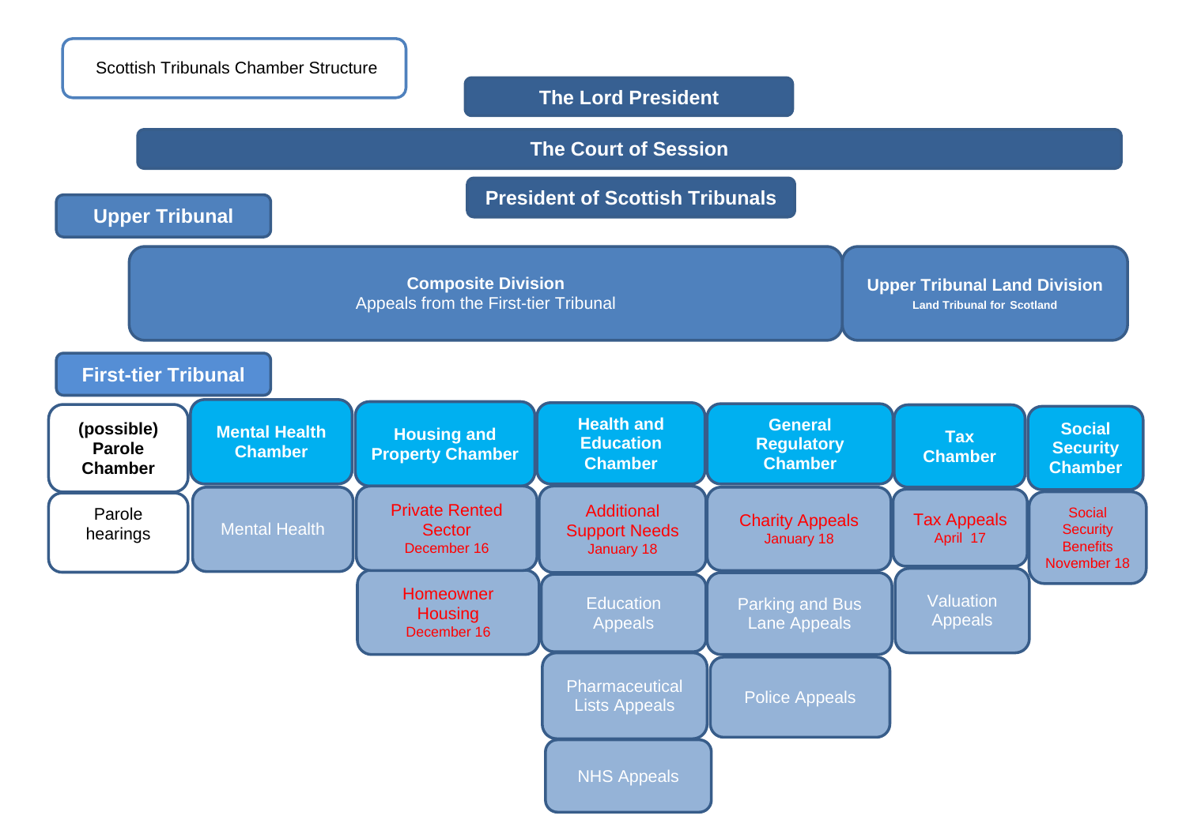# Scottish Tribunals Chamber Structure

**The Lord President**

**The Court of Session**

**President of Scottish Tribunals**

## Upper Tribunal

**Composite Division**
Appeals from the First-tier Tribunal

**Upper Tribunal Land Division**
Land Tribunal for Scotland

## First-tier Tribunal

| (possible) Parole Chamber | Mental Health Chamber | Housing and Property Chamber | Health and Education Chamber | General Regulatory Chamber | Tax Chamber | Social Security Chamber |
|---|---|---|---|---|---|---|
| Parole hearings | Mental Health | Private Rented Sector December 16 | Additional Support Needs January 18 | Charity Appeals January 18 | Tax Appeals April 17 | Social Security Benefits November 18 |
| | | Homeowner Housing December 16 | Education Appeals | Parking and Bus Lane Appeals | Valuation Appeals | |
| | | | Pharmaceutical Lists Appeals | Police Appeals | | |
| | | | NHS Appeals | | | |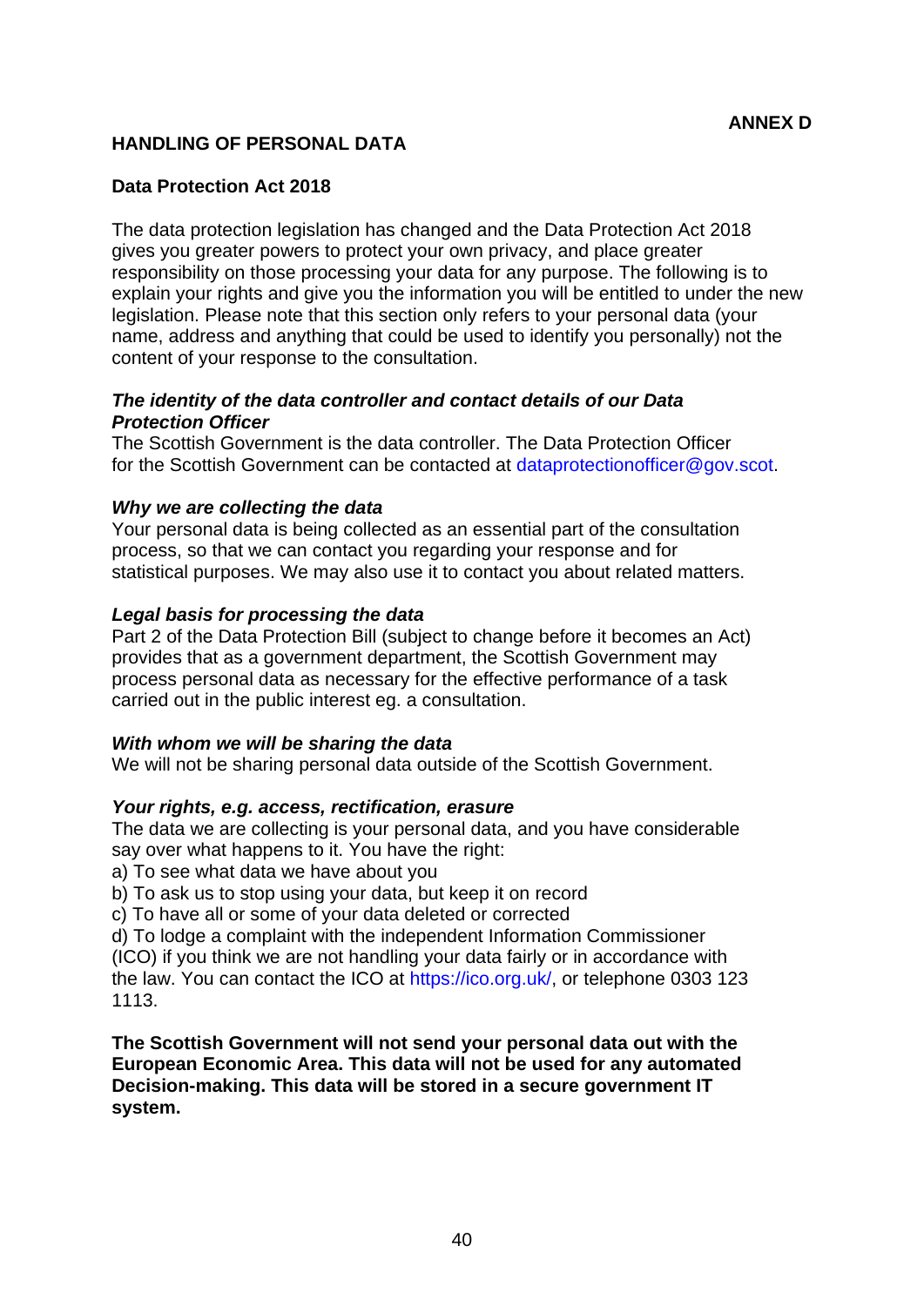**ANNEX D**

## HANDLING OF PERSONAL DATA

### Data Protection Act 2018

The data protection legislation has changed and the Data Protection Act 2018 gives you greater powers to protect your own privacy, and place greater responsibility on those processing your data for any purpose. The following is to explain your rights and give you the information you will be entitled to under the new legislation. Please note that this section only refers to your personal data (your name, address and anything that could be used to identify you personally) not the content of your response to the consultation.

***The identity of the data controller and contact details of our Data Protection Officer***
The Scottish Government is the data controller. The Data Protection Officer for the Scottish Government can be contacted at dataprotectionofficer@gov.scot.

***Why we are collecting the data***
Your personal data is being collected as an essential part of the consultation process, so that we can contact you regarding your response and for statistical purposes. We may also use it to contact you about related matters.

***Legal basis for processing the data***
Part 2 of the Data Protection Bill (subject to change before it becomes an Act) provides that as a government department, the Scottish Government may process personal data as necessary for the effective performance of a task carried out in the public interest eg. a consultation.

***With whom we will be sharing the data***
We will not be sharing personal data outside of the Scottish Government.

***Your rights, e.g. access, rectification, erasure***
The data we are collecting is your personal data, and you have considerable say over what happens to it. You have the right:

a) To see what data we have about you
b) To ask us to stop using your data, but keep it on record
c) To have all or some of your data deleted or corrected
d) To lodge a complaint with the independent Information Commissioner (ICO) if you think we are not handling your data fairly or in accordance with the law. You can contact the ICO at https://ico.org.uk/, or telephone 0303 123 1113.

**The Scottish Government will not send your personal data out with the European Economic Area. This data will not be used for any automated Decision-making. This data will be stored in a secure government IT system.**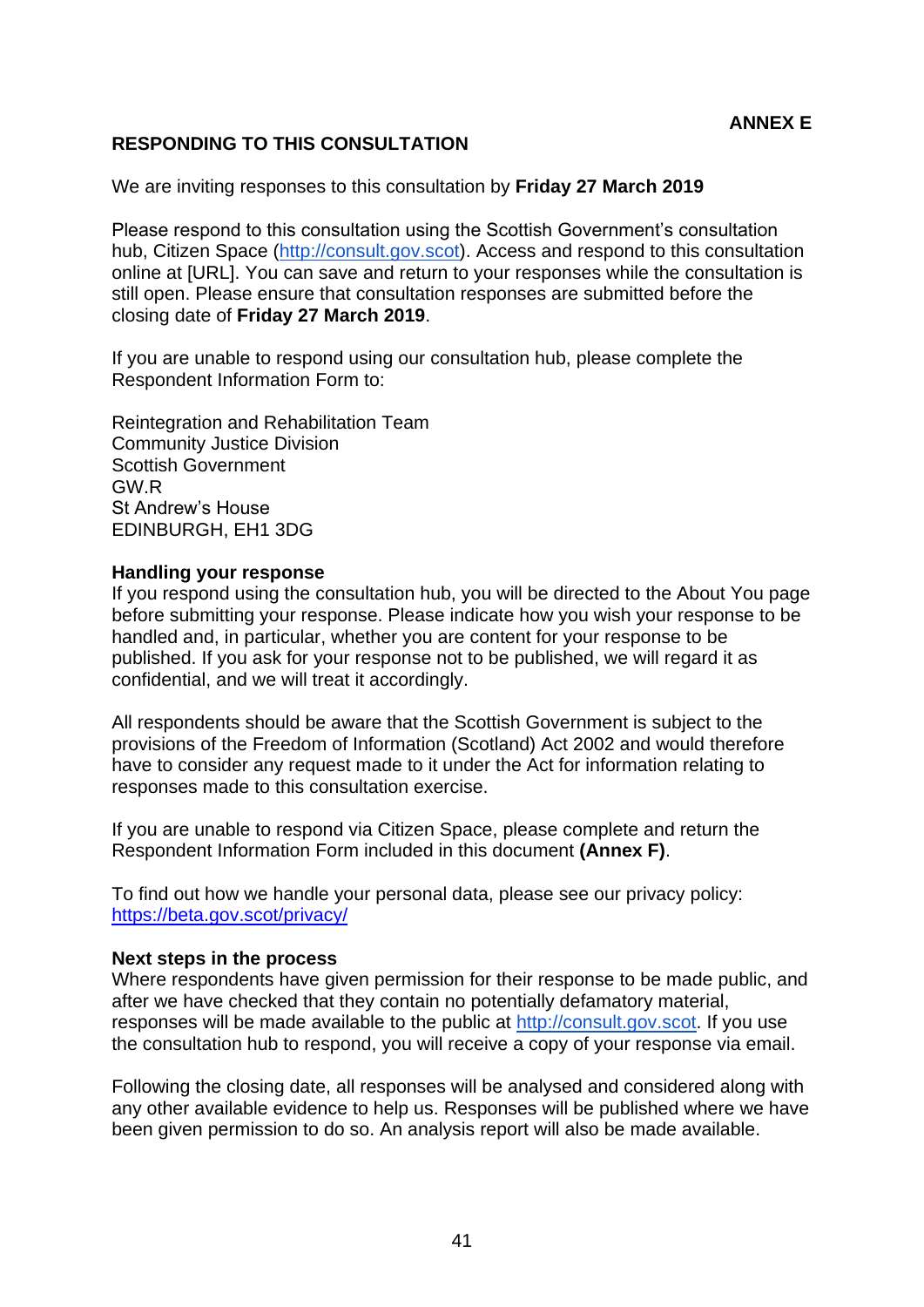**ANNEX E**

## RESPONDING TO THIS CONSULTATION

We are inviting responses to this consultation by **Friday 27 March 2019**

Please respond to this consultation using the Scottish Government's consultation hub, Citizen Space (http://consult.gov.scot). Access and respond to this consultation online at [URL]. You can save and return to your responses while the consultation is still open. Please ensure that consultation responses are submitted before the closing date of **Friday 27 March 2019**.

If you are unable to respond using our consultation hub, please complete the Respondent Information Form to:

Reintegration and Rehabilitation Team
Community Justice Division
Scottish Government
GW.R
St Andrew's House
EDINBURGH, EH1 3DG

### Handling your response

If you respond using the consultation hub, you will be directed to the About You page before submitting your response. Please indicate how you wish your response to be handled and, in particular, whether you are content for your response to be published. If you ask for your response not to be published, we will regard it as confidential, and we will treat it accordingly.

All respondents should be aware that the Scottish Government is subject to the provisions of the Freedom of Information (Scotland) Act 2002 and would therefore have to consider any request made to it under the Act for information relating to responses made to this consultation exercise.

If you are unable to respond via Citizen Space, please complete and return the Respondent Information Form included in this document **(Annex F)**.

To find out how we handle your personal data, please see our privacy policy: https://beta.gov.scot/privacy/

### Next steps in the process

Where respondents have given permission for their response to be made public, and after we have checked that they contain no potentially defamatory material, responses will be made available to the public at http://consult.gov.scot. If you use the consultation hub to respond, you will receive a copy of your response via email.

Following the closing date, all responses will be analysed and considered along with any other available evidence to help us. Responses will be published where we have been given permission to do so. An analysis report will also be made available.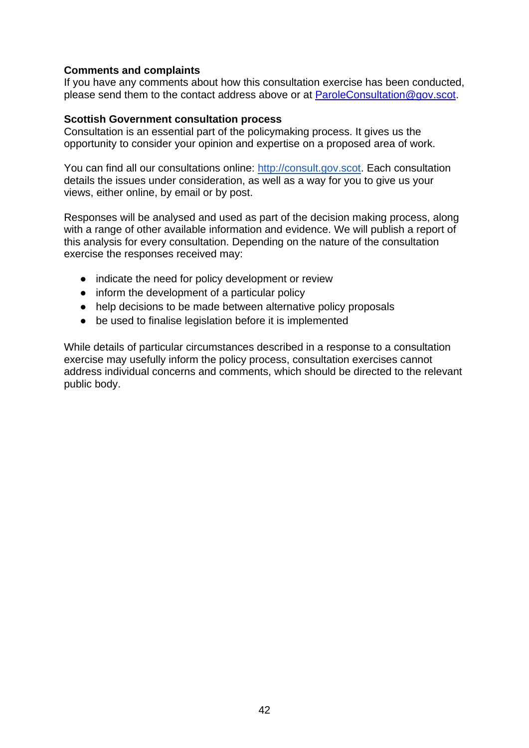**Comments and complaints**
If you have any comments about how this consultation exercise has been conducted, please send them to the contact address above or at ParoleConsultation@gov.scot.

**Scottish Government consultation process**
Consultation is an essential part of the policymaking process. It gives us the opportunity to consider your opinion and expertise on a proposed area of work.

You can find all our consultations online: http://consult.gov.scot. Each consultation details the issues under consideration, as well as a way for you to give us your views, either online, by email or by post.

Responses will be analysed and used as part of the decision making process, along with a range of other available information and evidence. We will publish a report of this analysis for every consultation. Depending on the nature of the consultation exercise the responses received may:

- indicate the need for policy development or review
- inform the development of a particular policy
- help decisions to be made between alternative policy proposals
- be used to finalise legislation before it is implemented

While details of particular circumstances described in a response to a consultation exercise may usefully inform the policy process, consultation exercises cannot address individual concerns and comments, which should be directed to the relevant public body.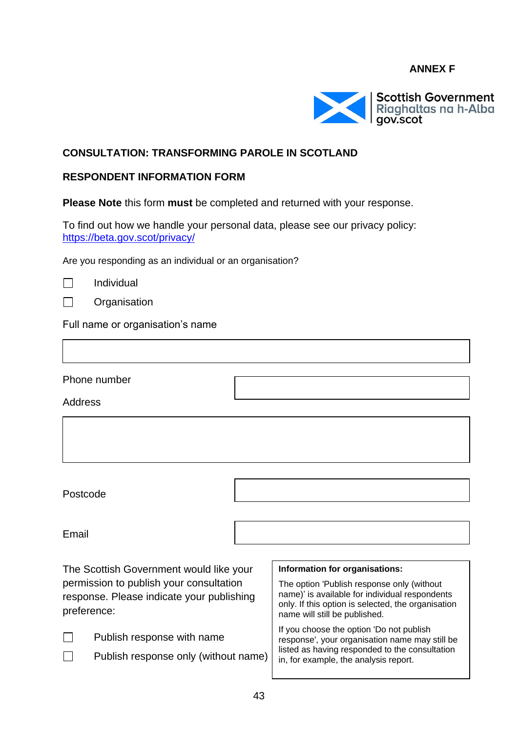**ANNEX F**

Scottish Government
Riaghaltas na h-Alba
gov.scot

**CONSULTATION: TRANSFORMING PAROLE IN SCOTLAND**

**RESPONDENT INFORMATION FORM**

**Please Note** this form **must** be completed and returned with your response.

To find out how we handle your personal data, please see our privacy policy: https://beta.gov.scot/privacy/

Are you responding as an individual or an organisation?

☐ Individual

☐ Organisation

Full name or organisation's name

| |
|---|
| |

| | |
|---|---|
| Phone number | |

Address

| |
|---|
| |

| | |
|---|---|
| Postcode | |

| | |
|---|---|
| Email | |

The Scottish Government would like your permission to publish your consultation response. Please indicate your publishing preference:

☐ Publish response with name

☐ Publish response only (without name)

> **Information for organisations:**
>
> The option 'Publish response only (without name)' is available for individual respondents only. If this option is selected, the organisation name will still be published.
>
> If you choose the option 'Do not publish response', your organisation name may still be listed as having responded to the consultation in, for example, the analysis report.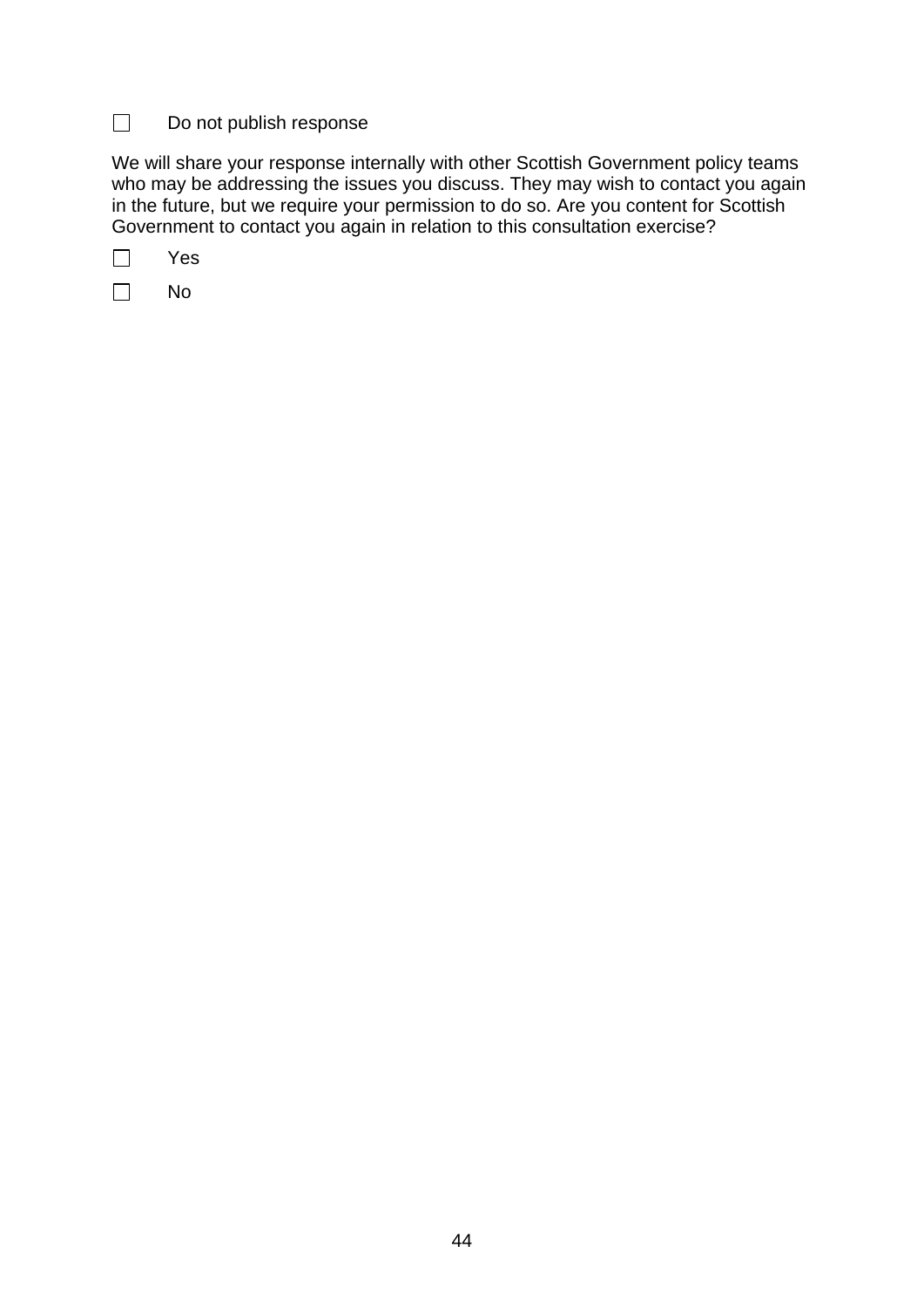☐ Do not publish response

We will share your response internally with other Scottish Government policy teams who may be addressing the issues you discuss. They may wish to contact you again in the future, but we require your permission to do so. Are you content for Scottish Government to contact you again in relation to this consultation exercise?

☐ Yes

☐ No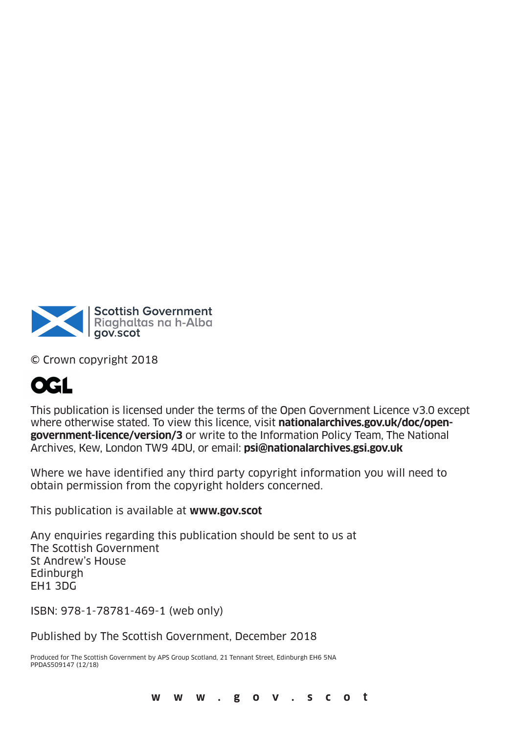Scottish Government
Riaghaltas na h-Alba
gov.scot

© Crown copyright 2018

OGL

This publication is licensed under the terms of the Open Government Licence v3.0 except where otherwise stated. To view this licence, visit **nationalarchives.gov.uk/doc/open-government-licence/version/3** or write to the Information Policy Team, The National Archives, Kew, London TW9 4DU, or email: **psi@nationalarchives.gsi.gov.uk**

Where we have identified any third party copyright information you will need to obtain permission from the copyright holders concerned.

This publication is available at **www.gov.scot**

Any enquiries regarding this publication should be sent to us at
The Scottish Government
St Andrew's House
Edinburgh
EH1 3DG

ISBN: 978-1-78781-469-1 (web only)

Published by The Scottish Government, December 2018

Produced for The Scottish Government by APS Group Scotland, 21 Tennant Street, Edinburgh EH6 5NA
PPDAS509147 (12/18)

**w w w . g o v . s c o t**